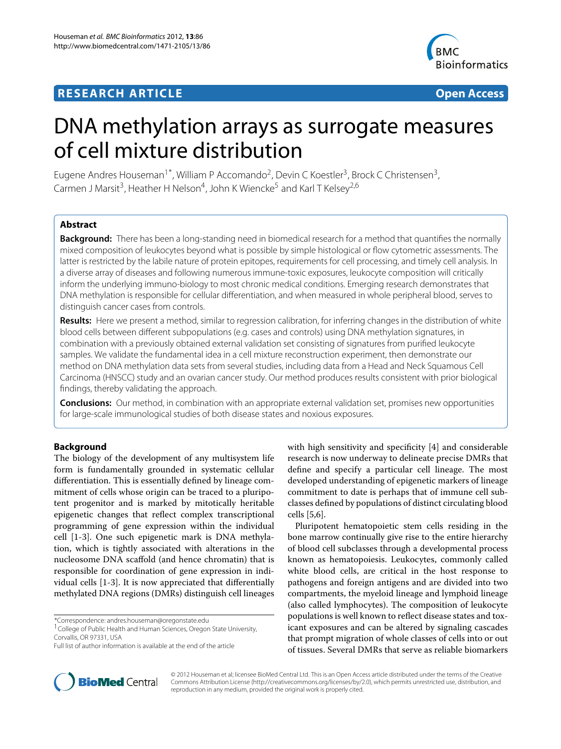RESEARCH ARTICLE

Open Access

# DNA methylation arrays as surrogate measures of cell mixture distribution

Eugene Andres Houseman[1*], William P Accomando[2], Devin C Koestler[3], Brock C Christensen[3], Carmen J Marsit[3], Heather H Nelson[4], John K Wiencke[5] and Karl T Kelsey[2,6]

## Abstract

**Background:** There has been a long-standing need in biomedical research for a method that quantifies the normally mixed composition of leukocytes beyond what is possible by simple histological or flow cytometric assessments. The latter is restricted by the labile nature of protein epitopes, requirements for cell processing, and timely cell analysis. In a diverse array of diseases and following numerous immune-toxic exposures, leukocyte composition will critically inform the underlying immuno-biology to most chronic medical conditions. Emerging research demonstrates that DNA methylation is responsible for cellular differentiation, and when measured in whole peripheral blood, serves to distinguish cancer cases from controls.

**Results:** Here we present a method, similar to regression calibration, for inferring changes in the distribution of white blood cells between different subpopulations (e.g. cases and controls) using DNA methylation signatures, in combination with a previously obtained external validation set consisting of signatures from purified leukocyte samples. We validate the fundamental idea in a cell mixture reconstruction experiment, then demonstrate our method on DNA methylation data sets from several studies, including data from a Head and Neck Squamous Cell Carcinoma (HNSCC) study and an ovarian cancer study. Our method produces results consistent with prior biological findings, thereby validating the approach.

**Conclusions:** Our method, in combination with an appropriate external validation set, promises new opportunities for large-scale immunological studies of both disease states and noxious exposures.

## Background

The biology of the development of any multisystem life form is fundamentally grounded in systematic cellular differentiation. This is essentially defined by lineage commitment of cells whose origin can be traced to a pluripotent progenitor and is marked by mitotically heritable epigenetic changes that reflect complex transcriptional programming of gene expression within the individual cell [1-3]. One such epigenetic mark is DNA methylation, which is tightly associated with alterations in the nucleosome DNA scaffold (and hence chromatin) that is responsible for coordination of gene expression in individual cells [1-3]. It is now appreciated that differentially methylated DNA regions (DMRs) distinguish cell lineages with high sensitivity and specificity [4] and considerable research is now underway to delineate precise DMRs that define and specify a particular cell lineage. The most developed understanding of epigenetic markers of lineage commitment to date is perhaps that of immune cell subclasses defined by populations of distinct circulating blood cells [5,6].

Pluripotent hematopoietic stem cells residing in the bone marrow continually give rise to the entire hierarchy of blood cell subclasses through a developmental process known as hematopoiesis. Leukocytes, commonly called white blood cells, are critical in the host response to pathogens and foreign antigens and are divided into two compartments, the myeloid lineage and lymphoid lineage (also called lymphocytes). The composition of leukocyte populations is well known to reflect disease states and toxicant exposures and can be altered by signaling cascades that prompt migration of whole classes of cells into or out of tissues. Several DMRs that serve as reliable biomarkers

*Correspondence: andres.houseman@oregonstate.edu
[1] College of Public Health and Human Sciences, Oregon State University, Corvallis, OR 97331, USA
Full list of author information is available at the end of the article

© 2012 Houseman et al; licensee BioMed Central Ltd. This is an Open Access article distributed under the terms of the Creative Commons Attribution License (http://creativecommons.org/licenses/by/2.0), which permits unrestricted use, distribution, and reproduction in any medium, provided the original work is properly cited.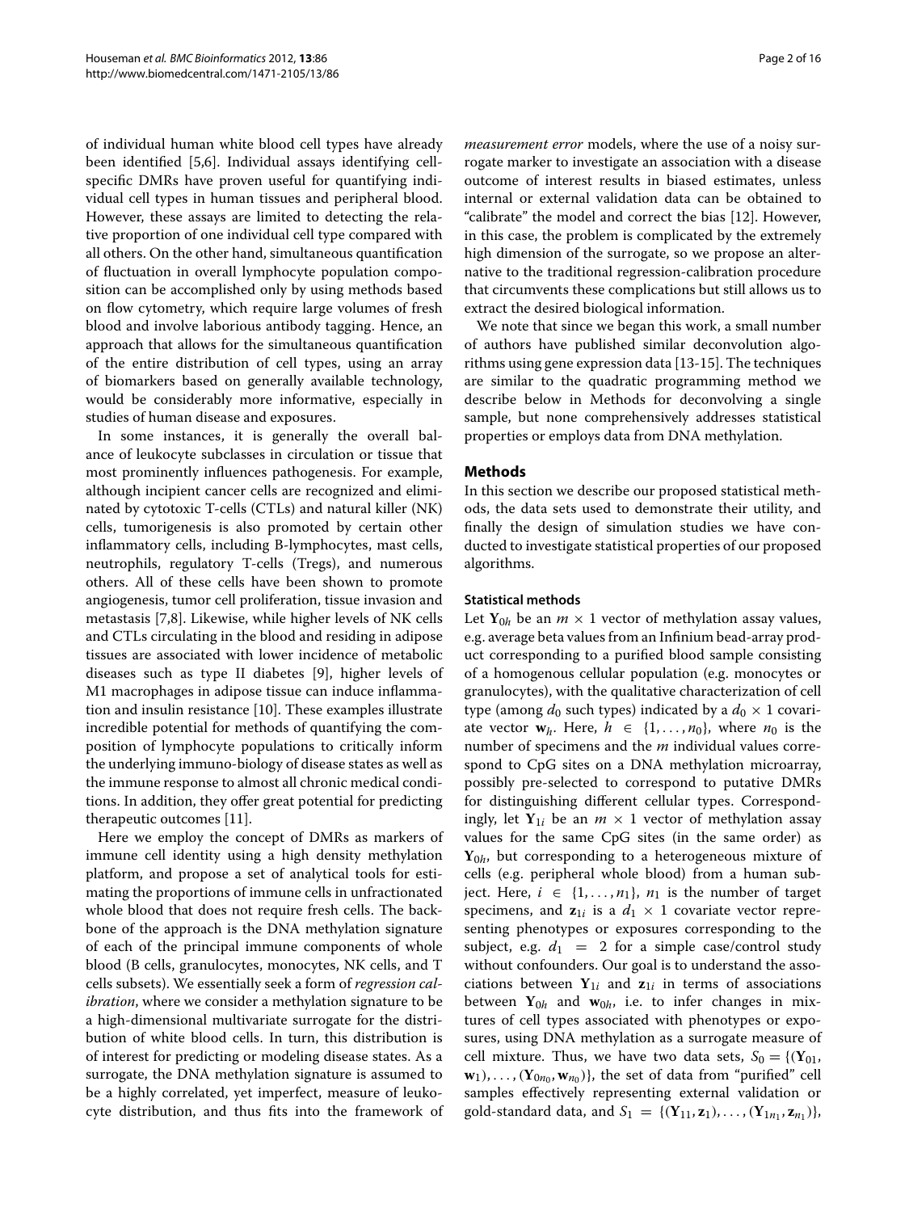of individual human white blood cell types have already been identified [5,6]. Individual assays identifying cell-specific DMRs have proven useful for quantifying individual cell types in human tissues and peripheral blood. However, these assays are limited to detecting the relative proportion of one individual cell type compared with all others. On the other hand, simultaneous quantification of fluctuation in overall lymphocyte population composition can be accomplished only by using methods based on flow cytometry, which require large volumes of fresh blood and involve laborious antibody tagging. Hence, an approach that allows for the simultaneous quantification of the entire distribution of cell types, using an array of biomarkers based on generally available technology, would be considerably more informative, especially in studies of human disease and exposures.

In some instances, it is generally the overall balance of leukocyte subclasses in circulation or tissue that most prominently influences pathogenesis. For example, although incipient cancer cells are recognized and eliminated by cytotoxic T-cells (CTLs) and natural killer (NK) cells, tumorigenesis is also promoted by certain other inflammatory cells, including B-lymphocytes, mast cells, neutrophils, regulatory T-cells (Tregs), and numerous others. All of these cells have been shown to promote angiogenesis, tumor cell proliferation, tissue invasion and metastasis [7,8]. Likewise, while higher levels of NK cells and CTLs circulating in the blood and residing in adipose tissues are associated with lower incidence of metabolic diseases such as type II diabetes [9], higher levels of M1 macrophages in adipose tissue can induce inflammation and insulin resistance [10]. These examples illustrate incredible potential for methods of quantifying the composition of lymphocyte populations to critically inform the underlying immuno-biology of disease states as well as the immune response to almost all chronic medical conditions. In addition, they offer great potential for predicting therapeutic outcomes [11].

Here we employ the concept of DMRs as markers of immune cell identity using a high density methylation platform, and propose a set of analytical tools for estimating the proportions of immune cells in unfractionated whole blood that does not require fresh cells. The backbone of the approach is the DNA methylation signature of each of the principal immune components of whole blood (B cells, granulocytes, monocytes, NK cells, and T cells subsets). We essentially seek a form of *regression calibration*, where we consider a methylation signature to be a high-dimensional multivariate surrogate for the distribution of white blood cells. In turn, this distribution is of interest for predicting or modeling disease states. As a surrogate, the DNA methylation signature is assumed to be a highly correlated, yet imperfect, measure of leukocyte distribution, and thus fits into the framework of *measurement error* models, where the use of a noisy surrogate marker to investigate an association with a disease outcome of interest results in biased estimates, unless internal or external validation data can be obtained to "calibrate" the model and correct the bias [12]. However, in this case, the problem is complicated by the extremely high dimension of the surrogate, so we propose an alternative to the traditional regression-calibration procedure that circumvents these complications but still allows us to extract the desired biological information.

We note that since we began this work, a small number of authors have published similar deconvolution algorithms using gene expression data [13-15]. The techniques are similar to the quadratic programming method we describe below in Methods for deconvolving a single sample, but none comprehensively addresses statistical properties or employs data from DNA methylation.

## Methods

In this section we describe our proposed statistical methods, the data sets used to demonstrate their utility, and finally the design of simulation studies we have conducted to investigate statistical properties of our proposed algorithms.

### Statistical methods

Let $\mathbf{Y}_{0h}$ be an $m \times 1$ vector of methylation assay values, e.g. average beta values from an Infinium bead-array product corresponding to a purified blood sample consisting of a homogenous cellular population (e.g. monocytes or granulocytes), with the qualitative characterization of cell type (among $d_0$ such types) indicated by a $d_0 \times 1$ covariate vector $\mathbf{w}_h$. Here, $h \in \{1, \ldots, n_0\}$, where $n_0$ is the number of specimens and the $m$ individual values correspond to CpG sites on a DNA methylation microarray, possibly pre-selected to correspond to putative DMRs for distinguishing different cellular types. Correspondingly, let $\mathbf{Y}_{1i}$ be an $m \times 1$ vector of methylation assay values for the same CpG sites (in the same order) as $\mathbf{Y}_{0h}$, but corresponding to a heterogeneous mixture of cells (e.g. peripheral whole blood) from a human subject. Here, $i \in \{1, \ldots, n_1\}$, $n_1$ is the number of target specimens, and $\mathbf{z}_{1i}$ is a $d_1 \times 1$ covariate vector representing phenotypes or exposures corresponding to the subject, e.g. $d_1 = 2$ for a simple case/control study without confounders. Our goal is to understand the associations between $\mathbf{Y}_{1i}$ and $\mathbf{z}_{1i}$ in terms of associations between $\mathbf{Y}_{0h}$ and $\mathbf{w}_{0h}$, i.e. to infer changes in mixtures of cell types associated with phenotypes or exposures, using DNA methylation as a surrogate measure of cell mixture. Thus, we have two data sets, $S_0 = \{(\mathbf{Y}_{01}, \mathbf{w}_1), \ldots, (\mathbf{Y}_{0n_0}, \mathbf{w}_{n_0})\}$, the set of data from "purified" cell samples effectively representing external validation or gold-standard data, and $S_1 = \{(\mathbf{Y}_{11}, \mathbf{z}_1), \ldots, (\mathbf{Y}_{1n_1}, \mathbf{z}_{n_1})\}$,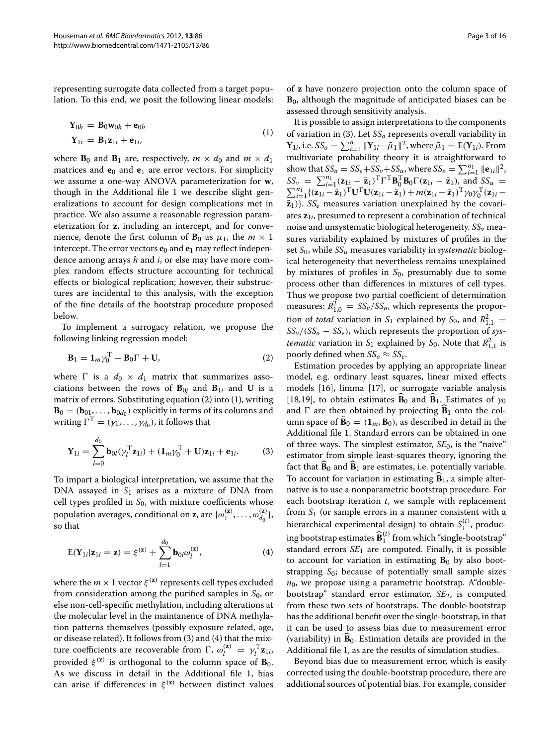representing surrogate data collected from a target population. To this end, we posit the following linear models:

$$\begin{aligned} \mathbf{Y}_{0h} &= \mathbf{B}_0\mathbf{w}_{0h} + \mathbf{e}_{0h} \\ \mathbf{Y}_{1i} &= \mathbf{B}_1\mathbf{z}_{1i} + \mathbf{e}_{1i}, \end{aligned} \tag{1}$$

where $\mathbf{B}_0$ and $\mathbf{B}_1$ are, respectively, $m \times d_0$ and $m \times d_1$ matrices and $\mathbf{e}_0$ and $\mathbf{e}_1$ are error vectors. For simplicity we assume a one-way ANOVA parameterization for $\mathbf{w}$, though in the Additional file 1 we describe slight generalizations to account for design complications met in practice. We also assume a reasonable regression parameterization for $\mathbf{z}$, including an intercept, and for convenience, denote the first column of $\mathbf{B}_0$ as $\mu_1$, the $m \times 1$ intercept. The error vectors $\mathbf{e}_0$ and $\mathbf{e}_1$ may reflect independence among arrays $h$ and $i$, or else may have more complex random effects structure accounting for technical effects or biological replication; however, their substructures are incidental to this analysis, with the exception of the fine details of the bootstrap procedure proposed below.

To implement a surrogacy relation, we propose the following linking regression model:

$$\mathbf{B}_1 = \mathbf{1}_m\gamma_0^{\mathrm{T}} + \mathbf{B}_0\Gamma + \mathbf{U}, \tag{2}$$

where $\Gamma$ is a $d_0 \times d_1$ matrix that summarizes associations between the rows of $\mathbf{B}_{0j}$ and $\mathbf{B}_{1i}$ and $\mathbf{U}$ is a matrix of errors. Substituting equation (2) into (1), writing $\mathbf{B}_0 = (\mathbf{b}_{01}, \ldots, \mathbf{b}_{0d_0})$ explicitly in terms of its columns and writing $\Gamma^{\mathrm{T}} = (\gamma_1, \ldots, \gamma_{d_0})$, it follows that

$$\mathbf{Y}_{1i} = \sum_{l=0}^{d_0} \mathbf{b}_{0l}(\gamma_l^{\mathrm{T}}\mathbf{z}_{1i}) + (\mathbf{1}_m\gamma_0^{\mathrm{T}} + \mathbf{U})\mathbf{z}_{1i} + \mathbf{e}_{1i}. \tag{3}$$

To impart a biological interpretation, we assume that the DNA assayed in $S_1$ arises as a mixture of DNA from cell types profiled in $S_0$, with mixture coefficients whose population averages, conditional on $\mathbf{z}$, are $\{\omega_1^{(\mathbf{z})}, \ldots, \omega_{d_0}^{(\mathbf{z})}\}$, so that

$$\mathrm{E}(\mathbf{Y}_{1i}|\mathbf{z}_{1i} = \mathbf{z}) = \xi^{(\mathbf{z})} + \sum_{l=1}^{d_0} \mathbf{b}_{0l}\omega_l^{(\mathbf{z})}, \tag{4}$$

where the $m \times 1$ vector $\xi^{(\mathbf{z})}$ represents cell types excluded from consideration among the purified samples in $S_0$, or else non-cell-specific methylation, including alterations at the molecular level in the maintanance of DNA methylation patterns themselves (possibly exposure related, age, or disease related). It follows from (3) and (4) that the mixture coefficients are recoverable from $\Gamma$, $\omega_l^{(\mathbf{z})} = \gamma_l^{\mathrm{T}}\mathbf{z}_{1i}$, provided $\xi^{(\mathbf{z})}$ is orthogonal to the column space of $\mathbf{B}_0$. As we discuss in detail in the Additional file 1, bias can arise if differences in $\xi^{(\mathbf{z})}$ between distinct values of $\mathbf{z}$ have nonzero projection onto the column space of $\mathbf{B}_0$, although the magnitude of anticipated biases can be assessed through sensitivity analysis.

It is possible to assign interpretations to the components of variation in (3). Let $SS_o$ represents overall variability in $\mathbf{Y}_{1i}$, i.e. $SS_o = \sum_{i=1}^{n_1} \|\mathbf{Y}_{1i} - \bar{\mu}_1\|^2$, where $\bar{\mu}_1 = \mathrm{E}(\mathbf{Y}_{1i})$. From multivariate probability theory it is straightforward to show that $SS_o = SS_e + SS_v + SS_u$, where $SS_e = \sum_{i=1}^{n_1} \|\mathbf{e}_{1i}\|^2$, $SS_v = \sum_{i=1}^{n_1} (\mathbf{z}_{1i} - \bar{\mathbf{z}}_1)^{\mathrm{T}}\Gamma^{\mathrm{T}}\mathbf{B}_0^{\mathrm{T}}\mathbf{B}_0\Gamma(\mathbf{z}_{1i} - \bar{\mathbf{z}}_1)$, and $SS_u = \sum_{i=1}^{n_1} \{(\mathbf{z}_{1i} - \bar{\mathbf{z}}_1)^{\mathrm{T}}\mathbf{U}^{\mathrm{T}}\mathbf{U}(\mathbf{z}_{1i} - \bar{\mathbf{z}}_1) + m(\mathbf{z}_{1i} - \bar{\mathbf{z}}_1)^{\mathrm{T}}\gamma_0\gamma_0^{\mathrm{T}}(\mathbf{z}_{1i} - \bar{\mathbf{z}}_1)\}$. $SS_e$ measures variation unexplained by the covariates $\mathbf{z}_{1i}$, presumed to represent a combination of technical noise and unsystematic biological heterogeneity. $SS_v$ measures variability explained by mixtures of profiles in the set $S_0$, while $SS_u$ measures variability in *systematic* biological heterogeneity that nevertheless remains unexplained by mixtures of profiles in $S_0$, presumably due to some process other than differences in mixtures of cell types. Thus we propose two partial coefficient of determination measures: $R_{1,0}^2 = SS_v/SS_o$, which represents the proportion of *total* variation in $S_1$ explained by $S_0$, and $R_{1,1}^2 = SS_v/(SS_o - SS_e)$, which represents the proportion of *systematic* variation in $S_1$ explained by $S_0$. Note that $R_{1,1}^2$ is poorly defined when $SS_o \approx SS_e$.

Estimation procedes by applying an appropriate linear model, e.g. ordinary least squares, linear mixed effects models [16], limma [17], or surrogate variable analysis [18,19], to obtain estimates $\widehat{\mathbf{B}}_0$ and $\widehat{\mathbf{B}}_1$. Estimates of $\gamma_0$ and $\Gamma$ are then obtained by projecting $\widehat{\mathbf{B}}_1$ onto the column space of $\tilde{\mathbf{B}}_0 = (\mathbf{1}_m, \mathbf{B}_0)$, as described in detail in the Additional file 1. Standard errors can be obtained in one of three ways. The simplest estimator, $SE_0$, is the "naive" estimator from simple least-squares theory, ignoring the fact that $\widehat{\mathbf{B}}_0$ and $\widehat{\mathbf{B}}_1$ are estimates, i.e. potentially variable. To account for variation in estimating $\widehat{\mathbf{B}}_1$, a simple alternative is to use a nonparametric bootstrap procedure. For each bootstrap iteration $t$, we sample with replacement from $S_1$ (or sample errors in a manner consistent with a hierarchical experimental design) to obtain $S_1^{(t)}$, producing bootstrap estimates $\widehat{\mathbf{B}}_1^{(t)}$ from which "single-bootstrap" standard errors $SE_1$ are computed. Finally, it is possible to account for variation in estimating $\mathbf{B}_0$ by also bootstrapping $S_0$; because of potentially small sample sizes $n_0$, we propose using a parametric bootstrap. A"double-bootstrap" standard error estimator, $SE_2$, is computed from these two sets of bootstraps. The double-bootstrap has the additional benefit over the single-bootstrap, in that it can be used to assess bias due to measurement error (variability) in $\widehat{\mathbf{B}}_0$. Estimation details are provided in the Additional file 1, as are the results of simulation studies.

Beyond bias due to measurement error, which is easily corrected using the double-bootstrap procedure, there are additional sources of potential bias. For example, consider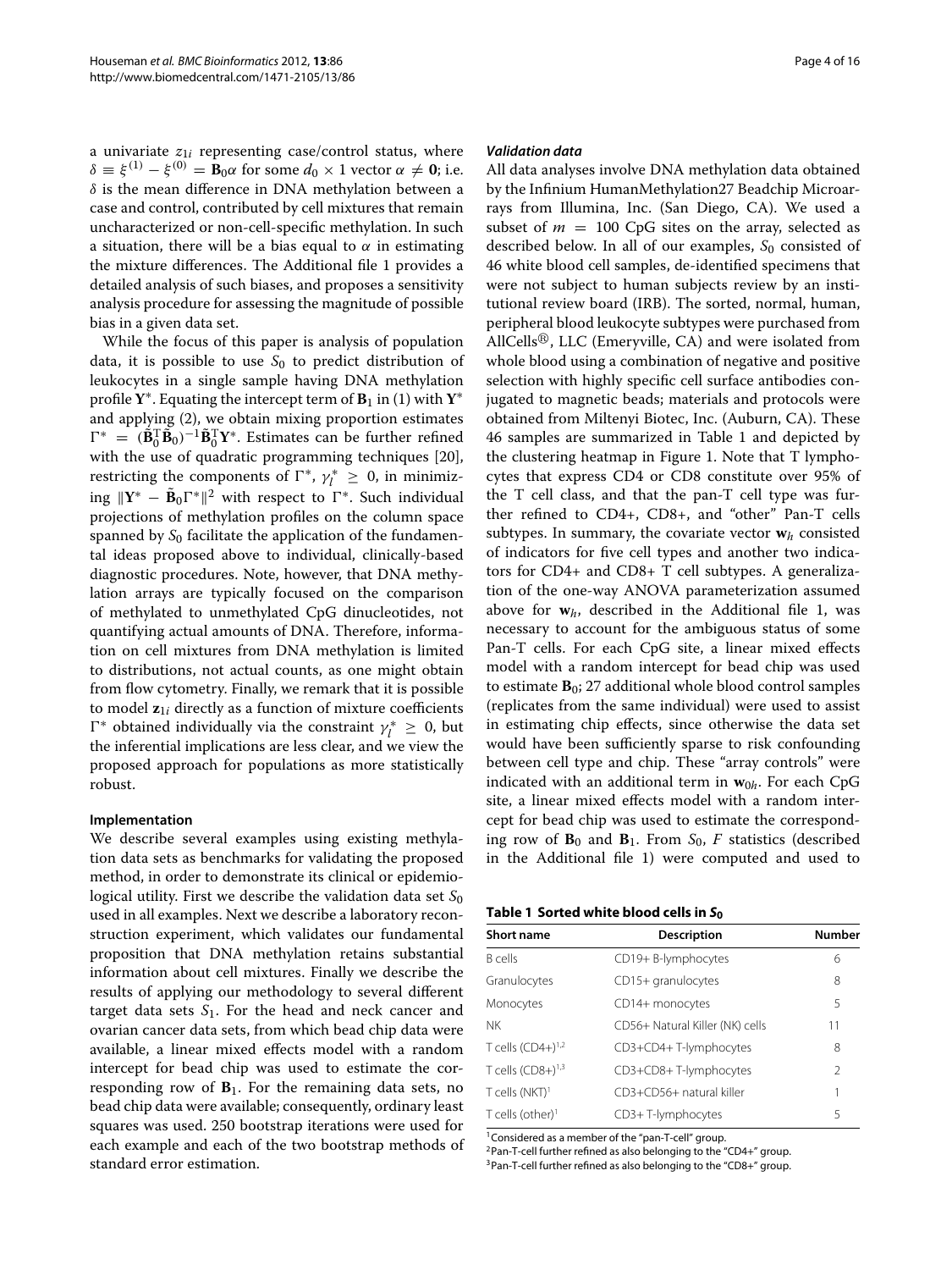a univariate $z_{1i}$ representing case/control status, where $\delta \equiv \xi^{(1)} - \xi^{(0)} = \mathbf{B}_0\alpha$ for some $d_0 \times 1$ vector $\alpha \neq \mathbf{0}$; i.e. $\delta$ is the mean difference in DNA methylation between a case and control, contributed by cell mixtures that remain uncharacterized or non-cell-specific methylation. In such a situation, there will be a bias equal to $\alpha$ in estimating the mixture differences. The Additional file 1 provides a detailed analysis of such biases, and proposes a sensitivity analysis procedure for assessing the magnitude of possible bias in a given data set.

While the focus of this paper is analysis of population data, it is possible to use $S_0$ to predict distribution of leukocytes in a single sample having DNA methylation profile $\mathbf{Y}^*$. Equating the intercept term of $\mathbf{B}_1$ in (1) with $\mathbf{Y}^*$ and applying (2), we obtain mixing proportion estimates $\Gamma^* = (\tilde{\mathbf{B}}_0^{\mathrm{T}}\tilde{\mathbf{B}}_0)^{-1}\tilde{\mathbf{B}}_0^{\mathrm{T}}\mathbf{Y}^*$. Estimates can be further refined with the use of quadratic programming techniques [20], restricting the components of $\Gamma^*$, $\gamma_l^* \geq 0$, in minimizing $\|\mathbf{Y}^* - \tilde{\mathbf{B}}_0\Gamma^*\|^2$ with respect to $\Gamma^*$. Such individual projections of methylation profiles on the column space spanned by $S_0$ facilitate the application of the fundamental ideas proposed above to individual, clinically-based diagnostic procedures. Note, however, that DNA methylation arrays are typically focused on the comparison of methylated to unmethylated CpG dinucleotides, not quantifying actual amounts of DNA. Therefore, information on cell mixtures from DNA methylation is limited to distributions, not actual counts, as one might obtain from flow cytometry. Finally, we remark that it is possible to model $\mathbf{z}_{1i}$ directly as a function of mixture coefficients $\Gamma^*$ obtained individually via the constraint $\gamma_l^* \geq 0$, but the inferential implications are less clear, and we view the proposed approach for populations as more statistically robust.

## Implementation

We describe several examples using existing methylation data sets as benchmarks for validating the proposed method, in order to demonstrate its clinical or epidemiological utility. First we describe the validation data set $S_0$ used in all examples. Next we describe a laboratory reconstruction experiment, which validates our fundamental proposition that DNA methylation retains substantial information about cell mixtures. Finally we describe the results of applying our methodology to several different target data sets $S_1$. For the head and neck cancer and ovarian cancer data sets, from which bead chip data were available, a linear mixed effects model with a random intercept for bead chip was used to estimate the corresponding row of $\mathbf{B}_1$. For the remaining data sets, no bead chip data were available; consequently, ordinary least squares was used. 250 bootstrap iterations were used for each example and each of the two bootstrap methods of standard error estimation.

### *Validation data*

All data analyses involve DNA methylation data obtained by the Infinium HumanMethylation27 Beadchip Microarrays from Illumina, Inc. (San Diego, CA). We used a subset of $m = 100$ CpG sites on the array, selected as described below. In all of our examples, $S_0$ consisted of 46 white blood cell samples, de-identified specimens that were not subject to human subjects review by an institutional review board (IRB). The sorted, normal, human, peripheral blood leukocyte subtypes were purchased from AllCells®, LLC (Emeryville, CA) and were isolated from whole blood using a combination of negative and positive selection with highly specific cell surface antibodies conjugated to magnetic beads; materials and protocols were obtained from Miltenyi Biotec, Inc. (Auburn, CA). These 46 samples are summarized in Table 1 and depicted by the clustering heatmap in Figure 1. Note that T lymphocytes that express CD4 or CD8 constitute over 95% of the T cell class, and that the pan-T cell type was further refined to CD4+, CD8+, and "other" Pan-T cells subtypes. In summary, the covariate vector $\mathbf{w}_h$ consisted of indicators for five cell types and another two indicators for CD4+ and CD8+ T cell subtypes. A generalization of the one-way ANOVA parameterization assumed above for $\mathbf{w}_h$, described in the Additional file 1, was necessary to account for the ambiguous status of some Pan-T cells. For each CpG site, a linear mixed effects model with a random intercept for bead chip was used to estimate $\mathbf{B}_0$; 27 additional whole blood control samples (replicates from the same individual) were used to assist in estimating chip effects, since otherwise the data set would have been sufficiently sparse to risk confounding between cell type and chip. These "array controls" were indicated with an additional term in $\mathbf{w}_{0h}$. For each CpG site, a linear mixed effects model with a random intercept for bead chip was used to estimate the corresponding row of $\mathbf{B}_0$ and $\mathbf{B}_1$. From $S_0$, $F$ statistics (described in the Additional file 1) were computed and used to

**Table 1 Sorted white blood cells in $S_0$**

| Short name | Description | Number |
|---|---|---|
| B cells | CD19+ B-lymphocytes | 6 |
| Granulocytes | CD15+ granulocytes | 8 |
| Monocytes | CD14+ monocytes | 5 |
| NK | CD56+ Natural Killer (NK) cells | 11 |
| T cells (CD4+)[1,2] | CD3+CD4+ T-lymphocytes | 8 |
| T cells (CD8+)[1,3] | CD3+CD8+ T-lymphocytes | 2 |
| T cells (NKT)[1] | CD3+CD56+ natural killer | 1 |
| T cells (other)[1] | CD3+ T-lymphocytes | 5 |

[1]Considered as a member of the "pan-T-cell" group.
[2]Pan-T-cell further refined as also belonging to the "CD4+" group.
[3]Pan-T-cell further refined as also belonging to the "CD8+" group.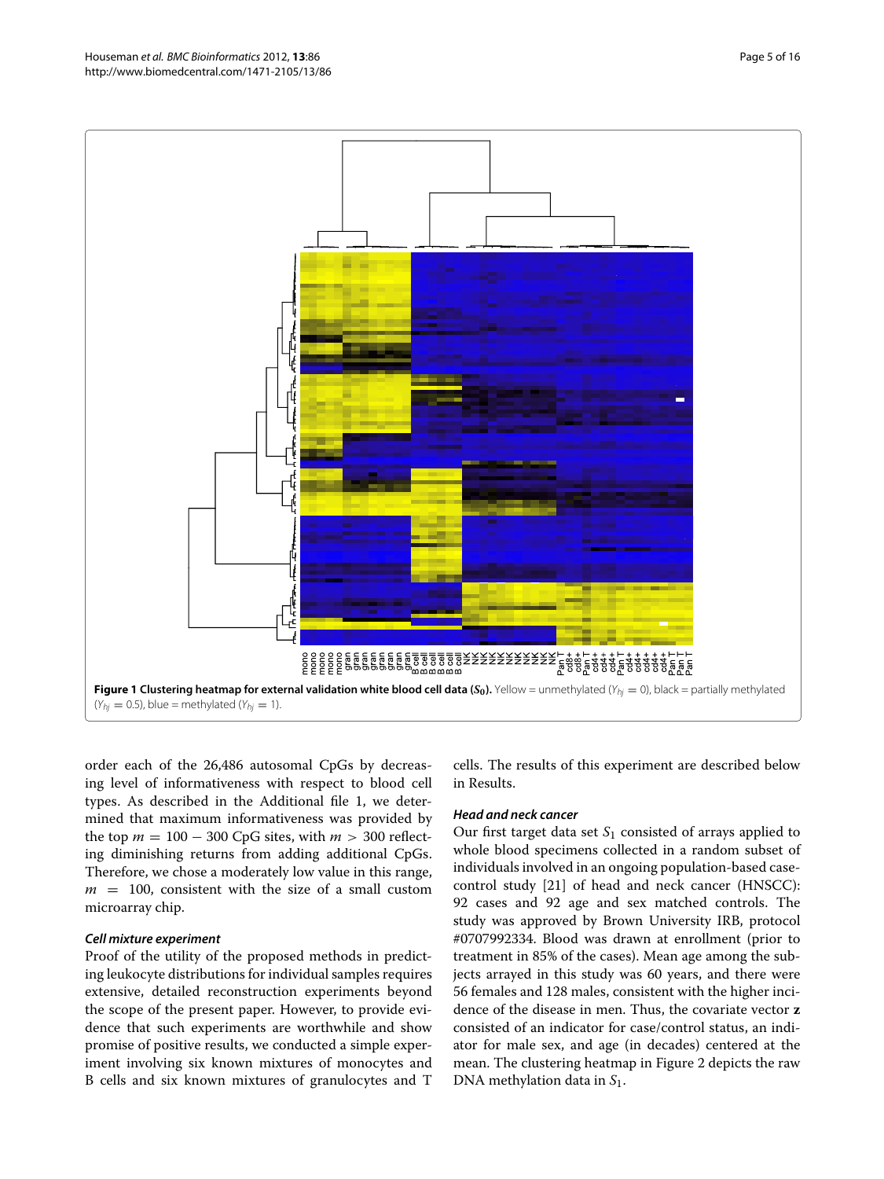**Figure 1 Clustering heatmap for external validation white blood cell data ($S_0$).** Yellow = unmethylated ($Y_{hj} = 0$), black = partially methylated ($Y_{hj} = 0.5$), blue = methylated ($Y_{hj} = 1$).

order each of the 26,486 autosomal CpGs by decreasing level of informativeness with respect to blood cell types. As described in the Additional file 1, we determined that maximum informativeness was provided by the top $m = 100 - 300$ CpG sites, with $m > 300$ reflecting diminishing returns from adding additional CpGs. Therefore, we chose a moderately low value in this range, $m = 100$, consistent with the size of a small custom microarray chip.

#### *Cell mixture experiment*

Proof of the utility of the proposed methods in predicting leukocyte distributions for individual samples requires extensive, detailed reconstruction experiments beyond the scope of the present paper. However, to provide evidence that such experiments are worthwhile and show promise of positive results, we conducted a simple experiment involving six known mixtures of monocytes and B cells and six known mixtures of granulocytes and T cells. The results of this experiment are described below in Results.

#### *Head and neck cancer*

Our first target data set $S_1$ consisted of arrays applied to whole blood specimens collected in a random subset of individuals involved in an ongoing population-based case-control study [21] of head and neck cancer (HNSCC): 92 cases and 92 age and sex matched controls. The study was approved by Brown University IRB, protocol #0707992334. Blood was drawn at enrollment (prior to treatment in 85% of the cases). Mean age among the subjects arrayed in this study was 60 years, and there were 56 females and 128 males, consistent with the higher incidence of the disease in men. Thus, the covariate vector $\mathbf{z}$ consisted of an indicator for case/control status, an indicator for male sex, and age (in decades) centered at the mean. The clustering heatmap in Figure 2 depicts the raw DNA methylation data in $S_1$.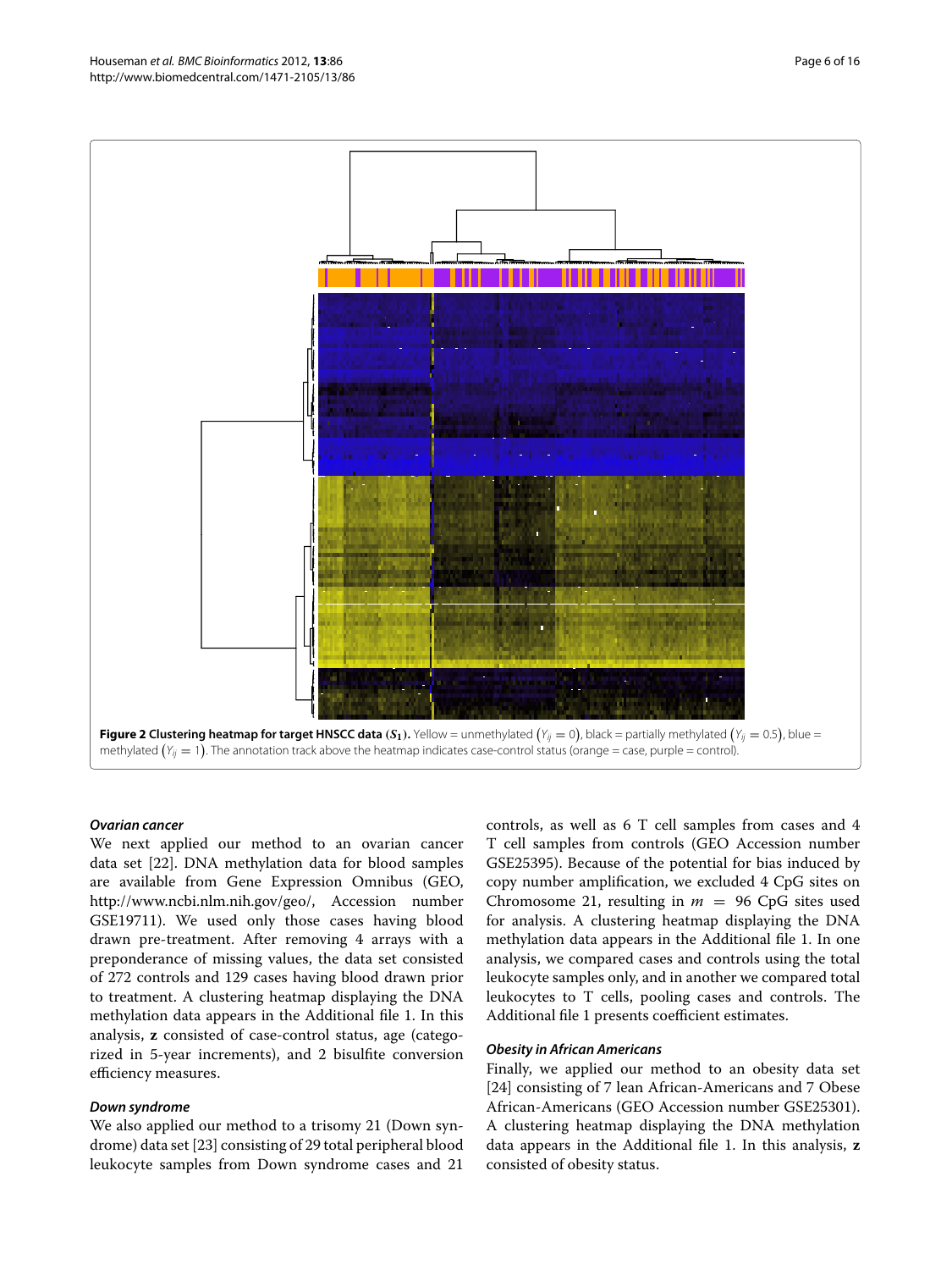**Figure 2 Clustering heatmap for target HNSCC data ($S_1$).** Yellow = unmethylated $(Y_{ij} = 0)$, black = partially methylated $(Y_{ij} = 0.5)$, blue = methylated $(Y_{ij} = 1)$. The annotation track above the heatmap indicates case-control status (orange = case, purple = control).

### *Ovarian cancer*

We next applied our method to an ovarian cancer data set [22]. DNA methylation data for blood samples are available from Gene Expression Omnibus (GEO, http://www.ncbi.nlm.nih.gov/geo/, Accession number GSE19711). We used only those cases having blood drawn pre-treatment. After removing 4 arrays with a preponderance of missing values, the data set consisted of 272 controls and 129 cases having blood drawn prior to treatment. A clustering heatmap displaying the DNA methylation data appears in the Additional file 1. In this analysis, **z** consisted of case-control status, age (categorized in 5-year increments), and 2 bisulfite conversion efficiency measures.

### *Down syndrome*

We also applied our method to a trisomy 21 (Down syndrome) data set [23] consisting of 29 total peripheral blood leukocyte samples from Down syndrome cases and 21 controls, as well as 6 T cell samples from cases and 4 T cell samples from controls (GEO Accession number GSE25395). Because of the potential for bias induced by copy number amplification, we excluded 4 CpG sites on Chromosome 21, resulting in $m = 96$ CpG sites used for analysis. A clustering heatmap displaying the DNA methylation data appears in the Additional file 1. In one analysis, we compared cases and controls using the total leukocyte samples only, and in another we compared total leukocytes to T cells, pooling cases and controls. The Additional file 1 presents coefficient estimates.

### *Obesity in African Americans*

Finally, we applied our method to an obesity data set [24] consisting of 7 lean African-Americans and 7 Obese African-Americans (GEO Accession number GSE25301). A clustering heatmap displaying the DNA methylation data appears in the Additional file 1. In this analysis, **z** consisted of obesity status.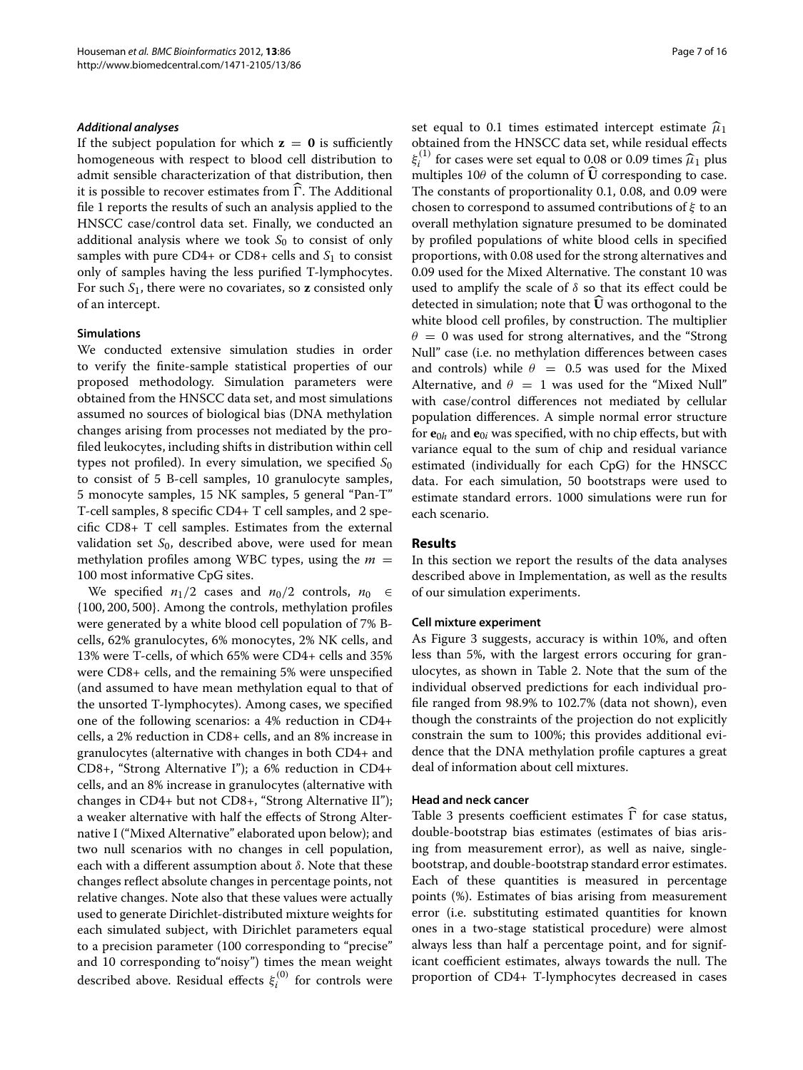#### *Additional analyses*

If the subject population for which $\mathbf{z} = \mathbf{0}$ is sufficiently homogeneous with respect to blood cell distribution to admit sensible characterization of that distribution, then it is possible to recover estimates from $\widehat{\Gamma}$. The Additional file 1 reports the results of such an analysis applied to the HNSCC case/control data set. Finally, we conducted an additional analysis where we took $S_0$ to consist of only samples with pure CD4+ or CD8+ cells and $S_1$ to consist only of samples having the less purified T-lymphocytes. For such $S_1$, there were no covariates, so $\mathbf{z}$ consisted only of an intercept.

#### Simulations

We conducted extensive simulation studies in order to verify the finite-sample statistical properties of our proposed methodology. Simulation parameters were obtained from the HNSCC data set, and most simulations assumed no sources of biological bias (DNA methylation changes arising from processes not mediated by the profiled leukocytes, including shifts in distribution within cell types not profiled). In every simulation, we specified $S_0$ to consist of 5 B-cell samples, 10 granulocyte samples, 5 monocyte samples, 15 NK samples, 5 general "Pan-T" T-cell samples, 8 specific CD4+ T cell samples, and 2 specific CD8+ T cell samples. Estimates from the external validation set $S_0$, described above, were used for mean methylation profiles among WBC types, using the $m = 100$ most informative CpG sites.

We specified $n_1/2$ cases and $n_0/2$ controls, $n_0 \in \{100, 200, 500\}$. Among the controls, methylation profiles were generated by a white blood cell population of 7% B-cells, 62% granulocytes, 6% monocytes, 2% NK cells, and 13% were T-cells, of which 65% were CD4+ cells and 35% were CD8+ cells, and the remaining 5% were unspecified (and assumed to have mean methylation equal to that of the unsorted T-lymphocytes). Among cases, we specified one of the following scenarios: a 4% reduction in CD4+ cells, a 2% reduction in CD8+ cells, and an 8% increase in granulocytes (alternative with changes in both CD4+ and CD8+, "Strong Alternative I"); a 6% reduction in CD4+ cells, and an 8% increase in granulocytes (alternative with changes in CD4+ but not CD8+, "Strong Alternative II"); a weaker alternative with half the effects of Strong Alternative I ("Mixed Alternative" elaborated upon below); and two null scenarios with no changes in cell population, each with a different assumption about $\delta$. Note that these changes reflect absolute changes in percentage points, not relative changes. Note also that these values were actually used to generate Dirichlet-distributed mixture weights for each simulated subject, with Dirichlet parameters equal to a precision parameter (100 corresponding to "precise" and 10 corresponding to"noisy") times the mean weight described above. Residual effects $\xi_i^{(0)}$ for controls were set equal to 0.1 times estimated intercept estimate $\widehat{\mu}_1$ obtained from the HNSCC data set, while residual effects $\xi_i^{(1)}$ for cases were set equal to 0.08 or 0.09 times $\widehat{\mu}_1$ plus multiples $10\theta$ of the column of $\widehat{\mathbf{U}}$ corresponding to case. The constants of proportionality 0.1, 0.08, and 0.09 were chosen to correspond to assumed contributions of $\xi$ to an overall methylation signature presumed to be dominated by profiled populations of white blood cells in specified proportions, with 0.08 used for the strong alternatives and 0.09 used for the Mixed Alternative. The constant 10 was used to amplify the scale of $\delta$ so that its effect could be detected in simulation; note that $\widehat{\mathbf{U}}$ was orthogonal to the white blood cell profiles, by construction. The multiplier $\theta = 0$ was used for strong alternatives, and the "Strong Null" case (i.e. no methylation differences between cases and controls) while $\theta = 0.5$ was used for the Mixed Alternative, and $\theta = 1$ was used for the "Mixed Null" with case/control differences not mediated by cellular population differences. A simple normal error structure for $\mathbf{e}_{0h}$ and $\mathbf{e}_{0i}$ was specified, with no chip effects, but with variance equal to the sum of chip and residual variance estimated (individually for each CpG) for the HNSCC data. For each simulation, 50 bootstraps were used to estimate standard errors. 1000 simulations were run for each scenario.

## Results

In this section we report the results of the data analyses described above in Implementation, as well as the results of our simulation experiments.

#### Cell mixture experiment

As Figure 3 suggests, accuracy is within 10%, and often less than 5%, with the largest errors occuring for granulocytes, as shown in Table 2. Note that the sum of the individual observed predictions for each individual profile ranged from 98.9% to 102.7% (data not shown), even though the constraints of the projection do not explicitly constrain the sum to 100%; this provides additional evidence that the DNA methylation profile captures a great deal of information about cell mixtures.

#### Head and neck cancer

Table 3 presents coefficient estimates $\widehat{\Gamma}$ for case status, double-bootstrap bias estimates (estimates of bias arising from measurement error), as well as naive, single-bootstrap, and double-bootstrap standard error estimates. Each of these quantities is measured in percentage points (%). Estimates of bias arising from measurement error (i.e. substituting estimated quantities for known ones in a two-stage statistical procedure) were almost always less than half a percentage point, and for significant coefficient estimates, always towards the null. The proportion of CD4+ T-lymphocytes decreased in cases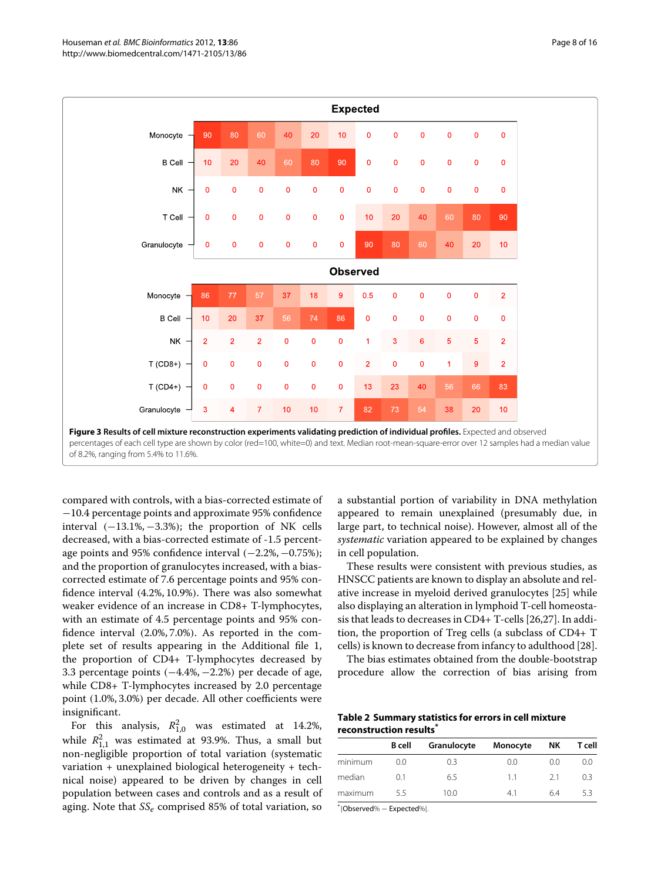| | | | | | | | | | | | | |
|---|---|---|---|---|---|---|---|---|---|---|---|---|
| **Expected** | | | | | | | | | | | | |
| Monocyte | 90 | 80 | 60 | 40 | 20 | 10 | 0 | 0 | 0 | 0 | 0 | 0 |
| B Cell | 10 | 20 | 40 | 60 | 80 | 90 | 0 | 0 | 0 | 0 | 0 | 0 |
| NK | 0 | 0 | 0 | 0 | 0 | 0 | 0 | 0 | 0 | 0 | 0 | 0 |
| T Cell | 0 | 0 | 0 | 0 | 0 | 0 | 10 | 20 | 40 | 60 | 80 | 90 |
| Granulocyte | 0 | 0 | 0 | 0 | 0 | 0 | 90 | 80 | 60 | 40 | 20 | 10 |
| **Observed** | | | | | | | | | | | | |
| Monocyte | 86 | 77 | 57 | 37 | 18 | 9 | 0.5 | 0 | 0 | 0 | 0 | 2 |
| B Cell | 10 | 20 | 37 | 56 | 74 | 86 | 0 | 0 | 0 | 0 | 0 | 0 |
| NK | 2 | 2 | 2 | 0 | 0 | 0 | 1 | 3 | 6 | 5 | 5 | 2 |
| T (CD8+) | 0 | 0 | 0 | 0 | 0 | 0 | 2 | 0 | 0 | 1 | 9 | 2 |
| T (CD4+) | 0 | 0 | 0 | 0 | 0 | 0 | 13 | 23 | 40 | 56 | 66 | 83 |
| Granulocyte | 3 | 4 | 7 | 10 | 10 | 7 | 82 | 73 | 54 | 38 | 20 | 10 |

**Figure 3 Results of cell mixture reconstruction experiments validating prediction of individual profiles.** Expected and observed percentages of each cell type are shown by color (red=100, white=0) and text. Median root-mean-square-error over 12 samples had a median value of 8.2%, ranging from 5.4% to 11.6%.

compared with controls, with a bias-corrected estimate of −10.4 percentage points and approximate 95% confidence interval (−13.1%, −3.3%); the proportion of NK cells decreased, with a bias-corrected estimate of -1.5 percentage points and 95% confidence interval (−2.2%, −0.75%); and the proportion of granulocytes increased, with a bias-corrected estimate of 7.6 percentage points and 95% confidence interval (4.2%, 10.9%). There was also somewhat weaker evidence of an increase in CD8+ T-lymphocytes, with an estimate of 4.5 percentage points and 95% confidence interval (2.0%, 7.0%). As reported in the complete set of results appearing in the Additional file 1, the proportion of CD4+ T-lymphocytes decreased by 3.3 percentage points (−4.4%, −2.2%) per decade of age, while CD8+ T-lymphocytes increased by 2.0 percentage point (1.0%, 3.0%) per decade. All other coefficients were insignificant.

For this analysis, $R^2_{1,0}$ was estimated at 14.2%, while $R^2_{1,1}$ was estimated at 93.9%. Thus, a small but non-negligible proportion of total variation (systematic variation + unexplained biological heterogeneity + technical noise) appeared to be driven by changes in cell population between cases and controls and as a result of aging. Note that $SS_e$ comprised 85% of total variation, so a substantial portion of variability in DNA methylation appeared to remain unexplained (presumably due, in large part, to technical noise). However, almost all of the *systematic* variation appeared to be explained by changes in cell population.

These results were consistent with previous studies, as HNSCC patients are known to display an absolute and relative increase in myeloid derived granulocytes [25] while also displaying an alteration in lymphoid T-cell homeostasis that leads to decreases in CD4+ T-cells [26,27]. In addition, the proportion of Treg cells (a subclass of CD4+ T cells) is known to decrease from infancy to adulthood [28].

The bias estimates obtained from the double-bootstrap procedure allow the correction of bias arising from

**Table 2 Summary statistics for errors in cell mixture reconstruction results***

| | B cell | Granulocyte | Monocyte | NK | T cell |
|---|---|---|---|---|---|
| minimum | 0.0 | 0.3 | 0.0 | 0.0 | 0.0 |
| median | 0.1 | 6.5 | 1.1 | 2.1 | 0.3 |
| maximum | 5.5 | 10.0 | 4.1 | 6.4 | 5.3 |

*|Observed% − Expected%|.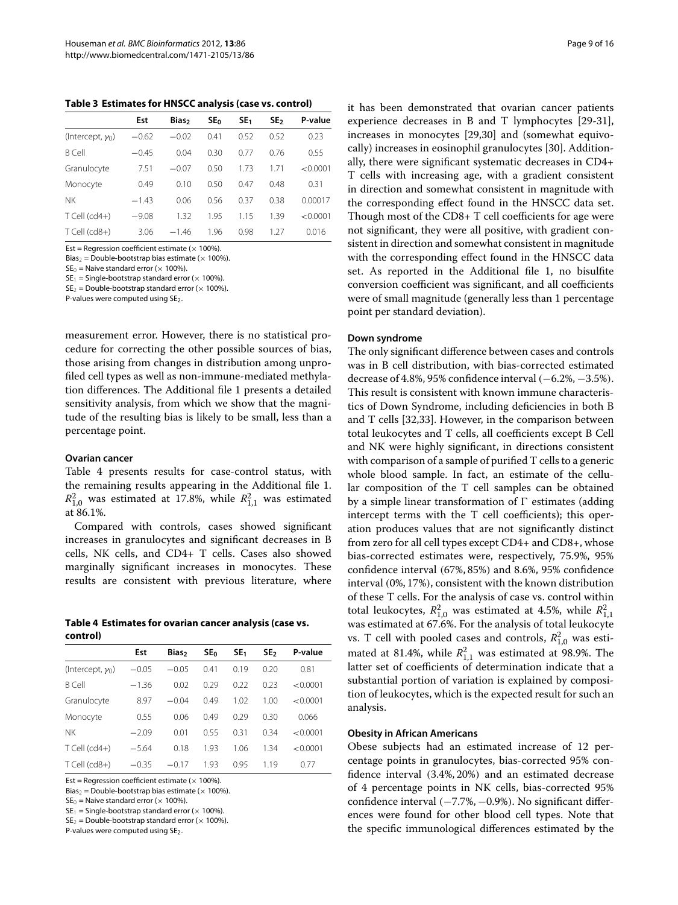**Table 3 Estimates for HNSCC analysis (case vs. control)**

| | Est | $Bias_2$ | $SE_0$ | $SE_1$ | $SE_2$ | P-value |
|---|---|---|---|---|---|---|
| (Intercept, $\gamma_0$) | −0.62 | −0.02 | 0.41 | 0.52 | 0.52 | 0.23 |
| B Cell | −0.45 | 0.04 | 0.30 | 0.77 | 0.76 | 0.55 |
| Granulocyte | 7.51 | −0.07 | 0.50 | 1.73 | 1.71 | <0.0001 |
| Monocyte | 0.49 | 0.10 | 0.50 | 0.47 | 0.48 | 0.31 |
| NK | −1.43 | 0.06 | 0.56 | 0.37 | 0.38 | 0.00017 |
| T Cell (cd4+) | −9.08 | 1.32 | 1.95 | 1.15 | 1.39 | <0.0001 |
| T Cell (cd8+) | 3.06 | −1.46 | 1.96 | 0.98 | 1.27 | 0.016 |

Est = Regression coefficient estimate (× 100%).
$Bias_2$ = Double-bootstrap bias estimate (× 100%).
$SE_0$ = Naive standard error (× 100%).
$SE_1$ = Single-bootstrap standard error (× 100%).
$SE_2$ = Double-bootstrap standard error (× 100%).
P-values were computed using $SE_2$.

measurement error. However, there is no statistical procedure for correcting the other possible sources of bias, those arising from changes in distribution among unprofiled cell types as well as non-immune-mediated methylation differences. The Additional file 1 presents a detailed sensitivity analysis, from which we show that the magnitude of the resulting bias is likely to be small, less than a percentage point.

#### Ovarian cancer

Table 4 presents results for case-control status, with the remaining results appearing in the Additional file 1. $R^2_{1,0}$ was estimated at 17.8%, while $R^2_{1,1}$ was estimated at 86.1%.

Compared with controls, cases showed significant increases in granulocytes and significant decreases in B cells, NK cells, and CD4+ T cells. Cases also showed marginally significant increases in monocytes. These results are consistent with previous literature, where

**Table 4 Estimates for ovarian cancer analysis (case vs. control)**

| | Est | $Bias_2$ | $SE_0$ | $SE_1$ | $SE_2$ | P-value |
|---|---|---|---|---|---|---|
| (Intercept, $\gamma_0$) | −0.05 | −0.05 | 0.41 | 0.19 | 0.20 | 0.81 |
| B Cell | −1.36 | 0.02 | 0.29 | 0.22 | 0.23 | <0.0001 |
| Granulocyte | 8.97 | −0.04 | 0.49 | 1.02 | 1.00 | <0.0001 |
| Monocyte | 0.55 | 0.06 | 0.49 | 0.29 | 0.30 | 0.066 |
| NK | −2.09 | 0.01 | 0.55 | 0.31 | 0.34 | <0.0001 |
| T Cell (cd4+) | −5.64 | 0.18 | 1.93 | 1.06 | 1.34 | <0.0001 |
| T Cell (cd8+) | −0.35 | −0.17 | 1.93 | 0.95 | 1.19 | 0.77 |

Est = Regression coefficient estimate (× 100%).
$Bias_2$ = Double-bootstrap bias estimate (× 100%).
$SE_0$ = Naive standard error (× 100%).
$SE_1$ = Single-bootstrap standard error (× 100%).
$SE_2$ = Double-bootstrap standard error (× 100%).
P-values were computed using $SE_2$.

it has been demonstrated that ovarian cancer patients experience decreases in B and T lymphocytes [29-31], increases in monocytes [29,30] and (somewhat equivocally) increases in eosinophil granulocytes [30]. Additionally, there were significant systematic decreases in CD4+ T cells with increasing age, with a gradient consistent in direction and somewhat consistent in magnitude with the corresponding effect found in the HNSCC data set. Though most of the CD8+ T cell coefficients for age were not significant, they were all positive, with gradient consistent in direction and somewhat consistent in magnitude with the corresponding effect found in the HNSCC data set. As reported in the Additional file 1, no bisulfite conversion coefficient was significant, and all coefficients were of small magnitude (generally less than 1 percentage point per standard deviation).

#### Down syndrome

The only significant difference between cases and controls was in B cell distribution, with bias-corrected estimated decrease of 4.8%, 95% confidence interval (−6.2%, −3.5%). This result is consistent with known immune characteristics of Down Syndrome, including deficiencies in both B and T cells [32,33]. However, in the comparison between total leukocytes and T cells, all coefficients except B Cell and NK were highly significant, in directions consistent with comparison of a sample of purified T cells to a generic whole blood sample. In fact, an estimate of the cellular composition of the T cell samples can be obtained by a simple linear transformation of $\Gamma$ estimates (adding intercept terms with the T cell coefficients); this operation produces values that are not significantly distinct from zero for all cell types except CD4+ and CD8+, whose bias-corrected estimates were, respectively, 75.9%, 95% confidence interval (67%, 85%) and 8.6%, 95% confidence interval (0%, 17%), consistent with the known distribution of these T cells. For the analysis of case vs. control within total leukocytes, $R^2_{1,0}$ was estimated at 4.5%, while $R^2_{1,1}$ was estimated at 67.6%. For the analysis of total leukocyte vs. T cell with pooled cases and controls, $R^2_{1,0}$ was estimated at 81.4%, while $R^2_{1,1}$ was estimated at 98.9%. The latter set of coefficients of determination indicate that a substantial portion of variation is explained by composition of leukocytes, which is the expected result for such an analysis.

#### Obesity in African Americans

Obese subjects had an estimated increase of 12 percentage points in granulocytes, bias-corrected 95% confidence interval (3.4%, 20%) and an estimated decrease of 4 percentage points in NK cells, bias-corrected 95% confidence interval (−7.7%, −0.9%). No significant differences were found for other blood cell types. Note that the specific immunological differences estimated by the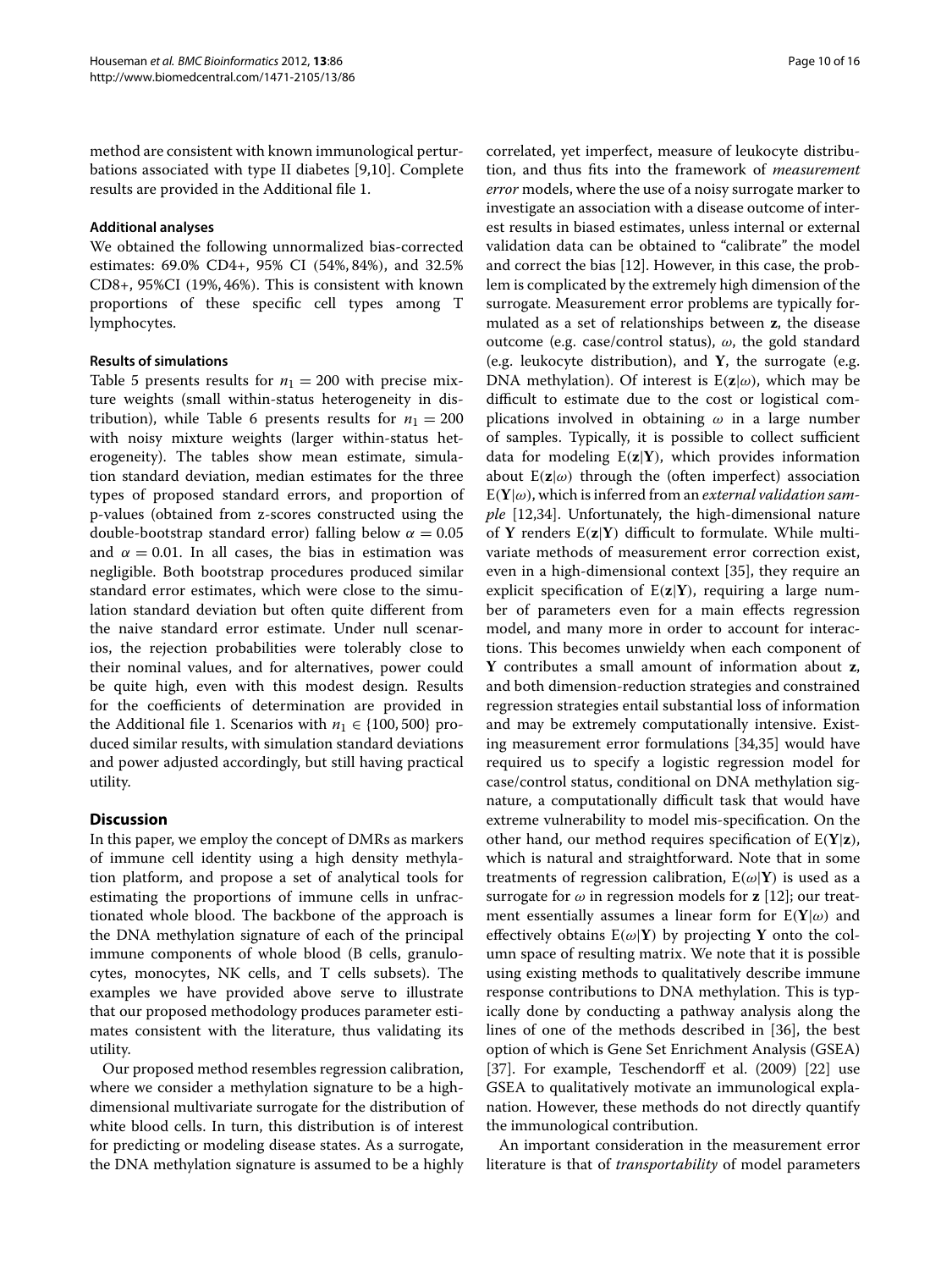method are consistent with known immunological perturbations associated with type II diabetes [9,10]. Complete results are provided in the Additional file 1.

### Additional analyses

We obtained the following unnormalized bias-corrected estimates: 69.0% CD4+, 95% CI (54%, 84%), and 32.5% CD8+, 95%CI (19%, 46%). This is consistent with known proportions of these specific cell types among T lymphocytes.

### Results of simulations

Table 5 presents results for $n_1 = 200$ with precise mixture weights (small within-status heterogeneity in distribution), while Table 6 presents results for $n_1 = 200$ with noisy mixture weights (larger within-status heterogeneity). The tables show mean estimate, simulation standard deviation, median estimates for the three types of proposed standard errors, and proportion of p-values (obtained from z-scores constructed using the double-bootstrap standard error) falling below $\alpha = 0.05$ and $\alpha = 0.01$. In all cases, the bias in estimation was negligible. Both bootstrap procedures produced similar standard error estimates, which were close to the simulation standard deviation but often quite different from the naive standard error estimate. Under null scenarios, the rejection probabilities were tolerably close to their nominal values, and for alternatives, power could be quite high, even with this modest design. Results for the coefficients of determination are provided in the Additional file 1. Scenarios with $n_1 \in \{100, 500\}$ produced similar results, with simulation standard deviations and power adjusted accordingly, but still having practical utility.

## Discussion

In this paper, we employ the concept of DMRs as markers of immune cell identity using a high density methylation platform, and propose a set of analytical tools for estimating the proportions of immune cells in unfractionated whole blood. The backbone of the approach is the DNA methylation signature of each of the principal immune components of whole blood (B cells, granulocytes, monocytes, NK cells, and T cells subsets). The examples we have provided above serve to illustrate that our proposed methodology produces parameter estimates consistent with the literature, thus validating its utility.

Our proposed method resembles regression calibration, where we consider a methylation signature to be a high-dimensional multivariate surrogate for the distribution of white blood cells. In turn, this distribution is of interest for predicting or modeling disease states. As a surrogate, the DNA methylation signature is assumed to be a highly correlated, yet imperfect, measure of leukocyte distribution, and thus fits into the framework of *measurement error* models, where the use of a noisy surrogate marker to investigate an association with a disease outcome of interest results in biased estimates, unless internal or external validation data can be obtained to "calibrate" the model and correct the bias [12]. However, in this case, the problem is complicated by the extremely high dimension of the surrogate. Measurement error problems are typically formulated as a set of relationships between $\mathbf{z}$, the disease outcome (e.g. case/control status), $\omega$, the gold standard (e.g. leukocyte distribution), and $\mathbf{Y}$, the surrogate (e.g. DNA methylation). Of interest is $\mathrm{E}(\mathbf{z}|\omega)$, which may be difficult to estimate due to the cost or logistical complications involved in obtaining $\omega$ in a large number of samples. Typically, it is possible to collect sufficient data for modeling $\mathrm{E}(\mathbf{z}|\mathbf{Y})$, which provides information about $\mathrm{E}(\mathbf{z}|\omega)$ through the (often imperfect) association $\mathrm{E}(\mathbf{Y}|\omega)$, which is inferred from an *external validation sample* [12,34]. Unfortunately, the high-dimensional nature of $\mathbf{Y}$ renders $\mathrm{E}(\mathbf{z}|\mathbf{Y})$ difficult to formulate. While multivariate methods of measurement error correction exist, even in a high-dimensional context [35], they require an explicit specification of $\mathrm{E}(\mathbf{z}|\mathbf{Y})$, requiring a large number of parameters even for a main effects regression model, and many more in order to account for interactions. This becomes unwieldy when each component of $\mathbf{Y}$ contributes a small amount of information about $\mathbf{z}$, and both dimension-reduction strategies and constrained regression strategies entail substantial loss of information and may be extremely computationally intensive. Existing measurement error formulations [34,35] would have required us to specify a logistic regression model for case/control status, conditional on DNA methylation signature, a computationally difficult task that would have extreme vulnerability to model mis-specification. On the other hand, our method requires specification of $\mathrm{E}(\mathbf{Y}|\mathbf{z})$, which is natural and straightforward. Note that in some treatments of regression calibration, $\mathrm{E}(\omega|\mathbf{Y})$ is used as a surrogate for $\omega$ in regression models for $\mathbf{z}$ [12]; our treatment essentially assumes a linear form for $\mathrm{E}(\mathbf{Y}|\omega)$ and effectively obtains $\mathrm{E}(\omega|\mathbf{Y})$ by projecting $\mathbf{Y}$ onto the column space of resulting matrix. We note that it is possible using existing methods to qualitatively describe immune response contributions to DNA methylation. This is typically done by conducting a pathway analysis along the lines of one of the methods described in [36], the best option of which is Gene Set Enrichment Analysis (GSEA) [37]. For example, Teschendorff et al. (2009) [22] use GSEA to qualitatively motivate an immunological explanation. However, these methods do not directly quantify the immunological contribution.

An important consideration in the measurement error literature is that of *transportability* of model parameters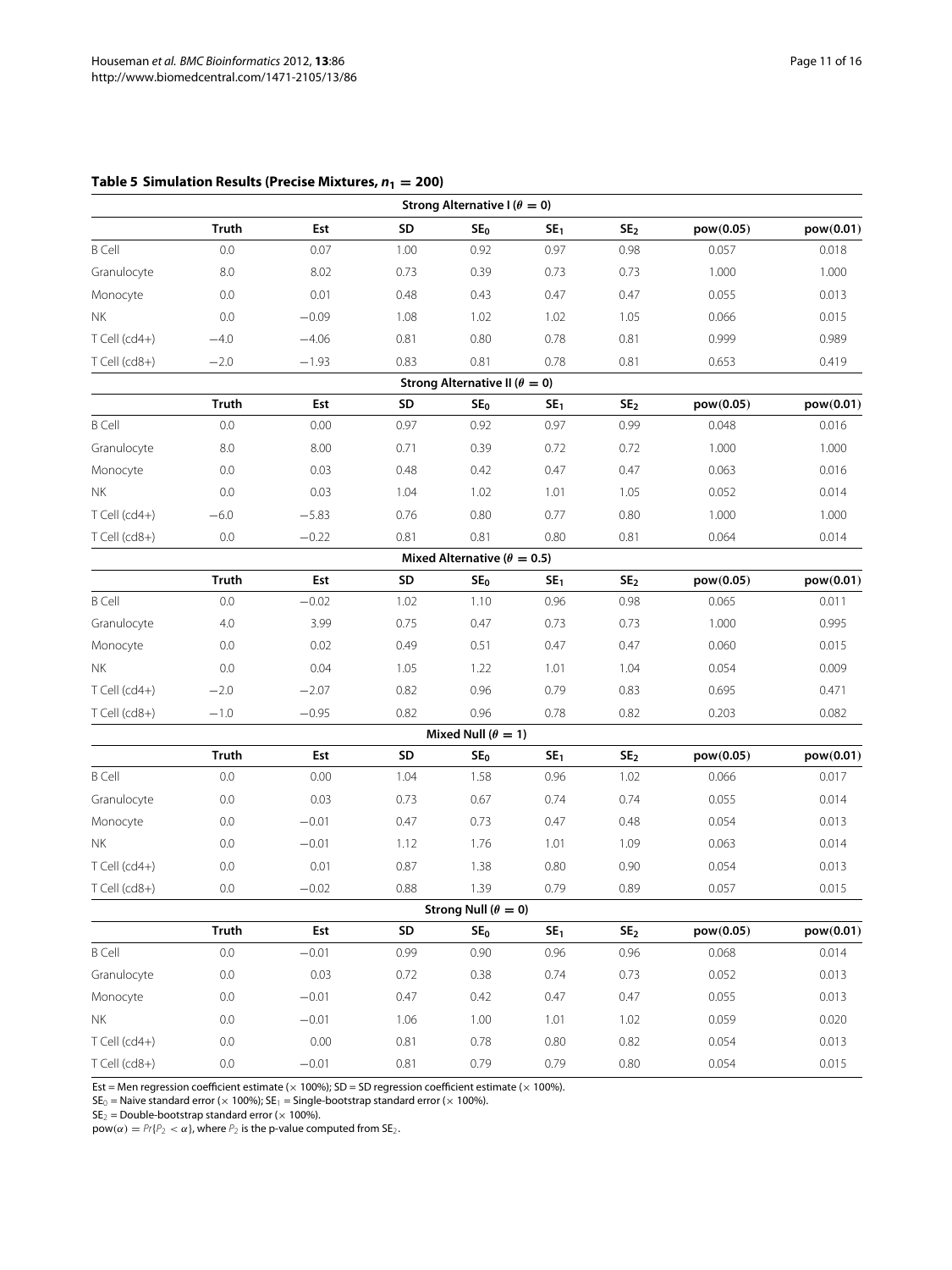**Table 5 Simulation Results (Precise Mixtures, $n_1 = 200$)**

| | | | | Strong Alternative I ($\theta = 0$) | | | | |
|---|---|---|---|---|---|---|---|---|
| | **Truth** | **Est** | **SD** | **$SE_0$** | **$SE_1$** | **$SE_2$** | **pow(0.05)** | **pow(0.01)** |
| B Cell | 0.0 | 0.07 | 1.00 | 0.92 | 0.97 | 0.98 | 0.057 | 0.018 |
| Granulocyte | 8.0 | 8.02 | 0.73 | 0.39 | 0.73 | 0.73 | 1.000 | 1.000 |
| Monocyte | 0.0 | 0.01 | 0.48 | 0.43 | 0.47 | 0.47 | 0.055 | 0.013 |
| NK | 0.0 | −0.09 | 1.08 | 1.02 | 1.02 | 1.05 | 0.066 | 0.015 |
| T Cell (cd4+) | −4.0 | −4.06 | 0.81 | 0.80 | 0.78 | 0.81 | 0.999 | 0.989 |
| T Cell (cd8+) | −2.0 | −1.93 | 0.83 | 0.81 | 0.78 | 0.81 | 0.653 | 0.419 |
| | | | | **Strong Alternative II ($\theta = 0$)** | | | | |
| | **Truth** | **Est** | **SD** | **$SE_0$** | **$SE_1$** | **$SE_2$** | **pow(0.05)** | **pow(0.01)** |
| B Cell | 0.0 | 0.00 | 0.97 | 0.92 | 0.97 | 0.99 | 0.048 | 0.016 |
| Granulocyte | 8.0 | 8.00 | 0.71 | 0.39 | 0.72 | 0.72 | 1.000 | 1.000 |
| Monocyte | 0.0 | 0.03 | 0.48 | 0.42 | 0.47 | 0.47 | 0.063 | 0.016 |
| NK | 0.0 | 0.03 | 1.04 | 1.02 | 1.01 | 1.05 | 0.052 | 0.014 |
| T Cell (cd4+) | −6.0 | −5.83 | 0.76 | 0.80 | 0.77 | 0.80 | 1.000 | 1.000 |
| T Cell (cd8+) | 0.0 | −0.22 | 0.81 | 0.81 | 0.80 | 0.81 | 0.064 | 0.014 |
| | | | | **Mixed Alternative ($\theta = 0.5$)** | | | | |
| | **Truth** | **Est** | **SD** | **$SE_0$** | **$SE_1$** | **$SE_2$** | **pow(0.05)** | **pow(0.01)** |
| B Cell | 0.0 | −0.02 | 1.02 | 1.10 | 0.96 | 0.98 | 0.065 | 0.011 |
| Granulocyte | 4.0 | 3.99 | 0.75 | 0.47 | 0.73 | 0.73 | 1.000 | 0.995 |
| Monocyte | 0.0 | 0.02 | 0.49 | 0.51 | 0.47 | 0.47 | 0.060 | 0.015 |
| NK | 0.0 | 0.04 | 1.05 | 1.22 | 1.01 | 1.04 | 0.054 | 0.009 |
| T Cell (cd4+) | −2.0 | −2.07 | 0.82 | 0.96 | 0.79 | 0.83 | 0.695 | 0.471 |
| T Cell (cd8+) | −1.0 | −0.95 | 0.82 | 0.96 | 0.78 | 0.82 | 0.203 | 0.082 |
| | | | | **Mixed Null ($\theta = 1$)** | | | | |
| | **Truth** | **Est** | **SD** | **$SE_0$** | **$SE_1$** | **$SE_2$** | **pow(0.05)** | **pow(0.01)** |
| B Cell | 0.0 | 0.00 | 1.04 | 1.58 | 0.96 | 1.02 | 0.066 | 0.017 |
| Granulocyte | 0.0 | 0.03 | 0.73 | 0.67 | 0.74 | 0.74 | 0.055 | 0.014 |
| Monocyte | 0.0 | −0.01 | 0.47 | 0.73 | 0.47 | 0.48 | 0.054 | 0.013 |
| NK | 0.0 | −0.01 | 1.12 | 1.76 | 1.01 | 1.09 | 0.063 | 0.014 |
| T Cell (cd4+) | 0.0 | 0.01 | 0.87 | 1.38 | 0.80 | 0.90 | 0.054 | 0.013 |
| T Cell (cd8+) | 0.0 | −0.02 | 0.88 | 1.39 | 0.79 | 0.89 | 0.057 | 0.015 |
| | | | | **Strong Null ($\theta = 0$)** | | | | |
| | **Truth** | **Est** | **SD** | **$SE_0$** | **$SE_1$** | **$SE_2$** | **pow(0.05)** | **pow(0.01)** |
| B Cell | 0.0 | −0.01 | 0.99 | 0.90 | 0.96 | 0.96 | 0.068 | 0.014 |
| Granulocyte | 0.0 | 0.03 | 0.72 | 0.38 | 0.74 | 0.73 | 0.052 | 0.013 |
| Monocyte | 0.0 | −0.01 | 0.47 | 0.42 | 0.47 | 0.47 | 0.055 | 0.013 |
| NK | 0.0 | −0.01 | 1.06 | 1.00 | 1.01 | 1.02 | 0.059 | 0.020 |
| T Cell (cd4+) | 0.0 | 0.00 | 0.81 | 0.78 | 0.80 | 0.82 | 0.054 | 0.013 |
| T Cell (cd8+) | 0.0 | −0.01 | 0.81 | 0.79 | 0.79 | 0.80 | 0.054 | 0.015 |

Est = Men regression coefficient estimate (× 100%); SD = SD regression coefficient estimate (× 100%).
$SE_0$ = Naive standard error (× 100%); $SE_1$ = Single-bootstrap standard error (× 100%).
$SE_2$ = Double-bootstrap standard error (× 100%).
$\text{pow}(\alpha) = Pr\{P_2 < \alpha\}$, where $P_2$ is the p-value computed from $SE_2$.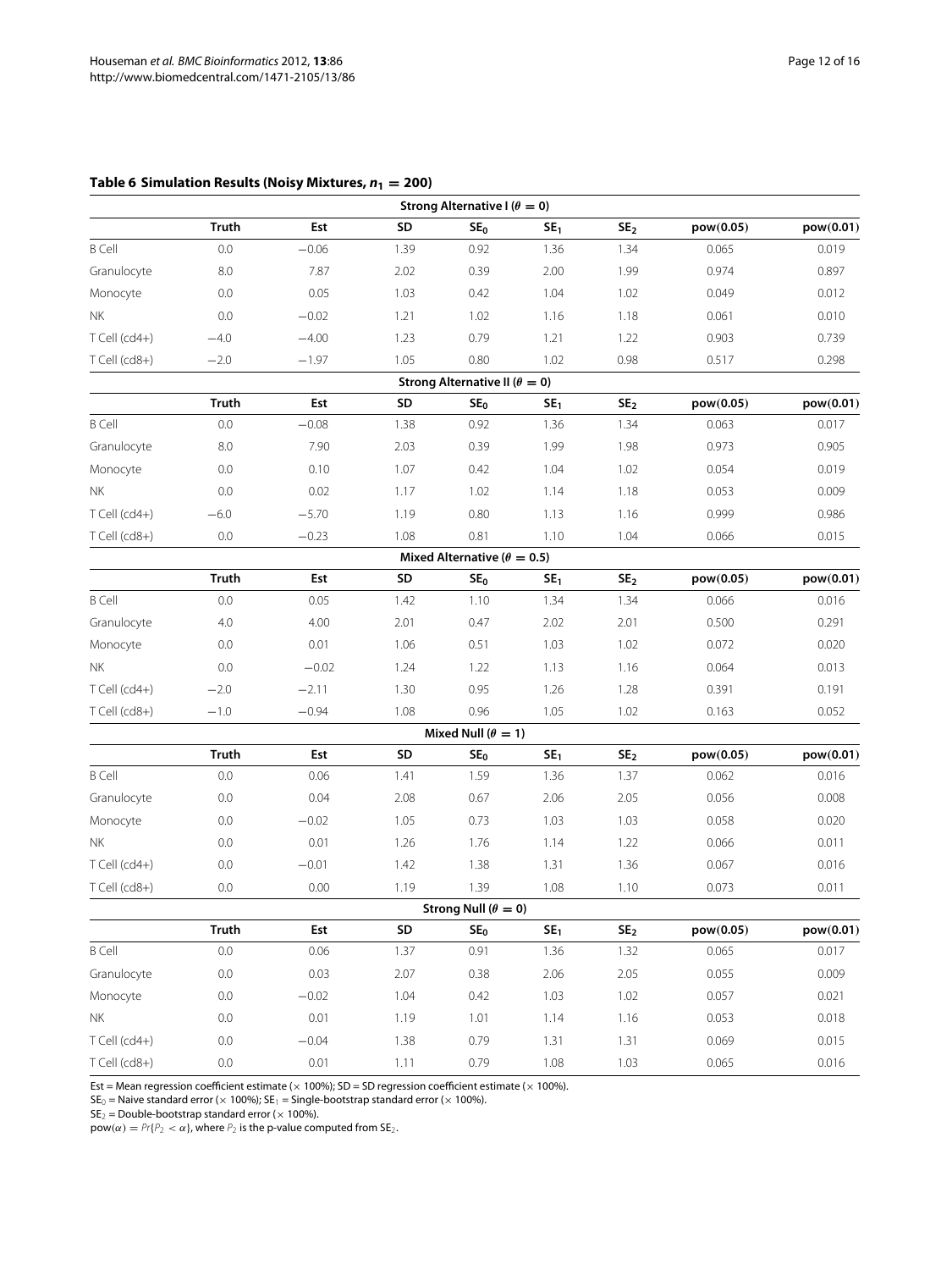**Table 6 Simulation Results (Noisy Mixtures, $n_1 = 200$)**

| | | | | Strong Alternative I ($\theta = 0$) | | | | |
|---|---|---|---|---|---|---|---|---|
| | Truth | Est | SD | $SE_0$ | $SE_1$ | $SE_2$ | pow(0.05) | pow(0.01) |
| B Cell | 0.0 | −0.06 | 1.39 | 0.92 | 1.36 | 1.34 | 0.065 | 0.019 |
| Granulocyte | 8.0 | 7.87 | 2.02 | 0.39 | 2.00 | 1.99 | 0.974 | 0.897 |
| Monocyte | 0.0 | 0.05 | 1.03 | 0.42 | 1.04 | 1.02 | 0.049 | 0.012 |
| NK | 0.0 | −0.02 | 1.21 | 1.02 | 1.16 | 1.18 | 0.061 | 0.010 |
| T Cell (cd4+) | −4.0 | −4.00 | 1.23 | 0.79 | 1.21 | 1.22 | 0.903 | 0.739 |
| T Cell (cd8+) | −2.0 | −1.97 | 1.05 | 0.80 | 1.02 | 0.98 | 0.517 | 0.298 |
| | | | | **Strong Alternative II ($\theta = 0$)** | | | | |
| | Truth | Est | SD | $SE_0$ | $SE_1$ | $SE_2$ | pow(0.05) | pow(0.01) |
| B Cell | 0.0 | −0.08 | 1.38 | 0.92 | 1.36 | 1.34 | 0.063 | 0.017 |
| Granulocyte | 8.0 | 7.90 | 2.03 | 0.39 | 1.99 | 1.98 | 0.973 | 0.905 |
| Monocyte | 0.0 | 0.10 | 1.07 | 0.42 | 1.04 | 1.02 | 0.054 | 0.019 |
| NK | 0.0 | 0.02 | 1.17 | 1.02 | 1.14 | 1.18 | 0.053 | 0.009 |
| T Cell (cd4+) | −6.0 | −5.70 | 1.19 | 0.80 | 1.13 | 1.16 | 0.999 | 0.986 |
| T Cell (cd8+) | 0.0 | −0.23 | 1.08 | 0.81 | 1.10 | 1.04 | 0.066 | 0.015 |
| | | | | **Mixed Alternative ($\theta = 0.5$)** | | | | |
| | Truth | Est | SD | $SE_0$ | $SE_1$ | $SE_2$ | pow(0.05) | pow(0.01) |
| B Cell | 0.0 | 0.05 | 1.42 | 1.10 | 1.34 | 1.34 | 0.066 | 0.016 |
| Granulocyte | 4.0 | 4.00 | 2.01 | 0.47 | 2.02 | 2.01 | 0.500 | 0.291 |
| Monocyte | 0.0 | 0.01 | 1.06 | 0.51 | 1.03 | 1.02 | 0.072 | 0.020 |
| NK | 0.0 | −0.02 | 1.24 | 1.22 | 1.13 | 1.16 | 0.064 | 0.013 |
| T Cell (cd4+) | −2.0 | −2.11 | 1.30 | 0.95 | 1.26 | 1.28 | 0.391 | 0.191 |
| T Cell (cd8+) | −1.0 | −0.94 | 1.08 | 0.96 | 1.05 | 1.02 | 0.163 | 0.052 |
| | | | | **Mixed Null ($\theta = 1$)** | | | | |
| | Truth | Est | SD | $SE_0$ | $SE_1$ | $SE_2$ | pow(0.05) | pow(0.01) |
| B Cell | 0.0 | 0.06 | 1.41 | 1.59 | 1.36 | 1.37 | 0.062 | 0.016 |
| Granulocyte | 0.0 | 0.04 | 2.08 | 0.67 | 2.06 | 2.05 | 0.056 | 0.008 |
| Monocyte | 0.0 | −0.02 | 1.05 | 0.73 | 1.03 | 1.03 | 0.058 | 0.020 |
| NK | 0.0 | 0.01 | 1.26 | 1.76 | 1.14 | 1.22 | 0.066 | 0.011 |
| T Cell (cd4+) | 0.0 | −0.01 | 1.42 | 1.38 | 1.31 | 1.36 | 0.067 | 0.016 |
| T Cell (cd8+) | 0.0 | 0.00 | 1.19 | 1.39 | 1.08 | 1.10 | 0.073 | 0.011 |
| | | | | **Strong Null ($\theta = 0$)** | | | | |
| | Truth | Est | SD | $SE_0$ | $SE_1$ | $SE_2$ | pow(0.05) | pow(0.01) |
| B Cell | 0.0 | 0.06 | 1.37 | 0.91 | 1.36 | 1.32 | 0.065 | 0.017 |
| Granulocyte | 0.0 | 0.03 | 2.07 | 0.38 | 2.06 | 2.05 | 0.055 | 0.009 |
| Monocyte | 0.0 | −0.02 | 1.04 | 0.42 | 1.03 | 1.02 | 0.057 | 0.021 |
| NK | 0.0 | 0.01 | 1.19 | 1.01 | 1.14 | 1.16 | 0.053 | 0.018 |
| T Cell (cd4+) | 0.0 | −0.04 | 1.38 | 0.79 | 1.31 | 1.31 | 0.069 | 0.015 |
| T Cell (cd8+) | 0.0 | 0.01 | 1.11 | 0.79 | 1.08 | 1.03 | 0.065 | 0.016 |

Est = Mean regression coefficient estimate (× 100%); SD = SD regression coefficient estimate (× 100%).
$SE_0$ = Naive standard error (× 100%); $SE_1$ = Single-bootstrap standard error (× 100%).
$SE_2$ = Double-bootstrap standard error (× 100%).
pow($\alpha$) = $Pr\{P_2 < \alpha\}$, where $P_2$ is the p-value computed from $SE_2$.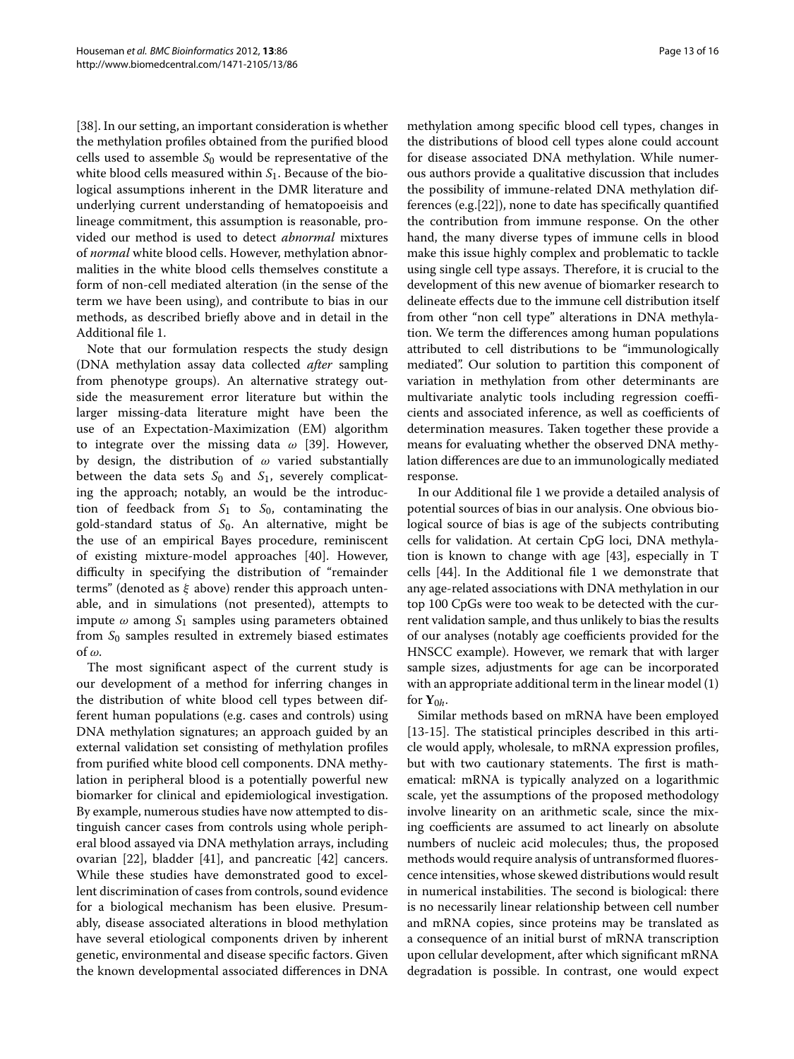[38]. In our setting, an important consideration is whether the methylation profiles obtained from the purified blood cells used to assemble $S_0$ would be representative of the white blood cells measured within $S_1$. Because of the biological assumptions inherent in the DMR literature and underlying current understanding of hematopoeisis and lineage commitment, this assumption is reasonable, provided our method is used to detect *abnormal* mixtures of *normal* white blood cells. However, methylation abnormalities in the white blood cells themselves constitute a form of non-cell mediated alteration (in the sense of the term we have been using), and contribute to bias in our methods, as described briefly above and in detail in the Additional file 1.

Note that our formulation respects the study design (DNA methylation assay data collected *after* sampling from phenotype groups). An alternative strategy outside the measurement error literature but within the larger missing-data literature might have been the use of an Expectation-Maximization (EM) algorithm to integrate over the missing data $\omega$ [39]. However, by design, the distribution of $\omega$ varied substantially between the data sets $S_0$ and $S_1$, severely complicating the approach; notably, an would be the introduction of feedback from $S_1$ to $S_0$, contaminating the gold-standard status of $S_0$. An alternative, might be the use of an empirical Bayes procedure, reminiscent of existing mixture-model approaches [40]. However, difficulty in specifying the distribution of "remainder terms" (denoted as $\xi$ above) render this approach untenable, and in simulations (not presented), attempts to impute $\omega$ among $S_1$ samples using parameters obtained from $S_0$ samples resulted in extremely biased estimates of $\omega$.

The most significant aspect of the current study is our development of a method for inferring changes in the distribution of white blood cell types between different human populations (e.g. cases and controls) using DNA methylation signatures; an approach guided by an external validation set consisting of methylation profiles from purified white blood cell components. DNA methylation in peripheral blood is a potentially powerful new biomarker for clinical and epidemiological investigation. By example, numerous studies have now attempted to distinguish cancer cases from controls using whole peripheral blood assayed via DNA methylation arrays, including ovarian [22], bladder [41], and pancreatic [42] cancers. While these studies have demonstrated good to excellent discrimination of cases from controls, sound evidence for a biological mechanism has been elusive. Presumably, disease associated alterations in blood methylation have several etiological components driven by inherent genetic, environmental and disease specific factors. Given the known developmental associated differences in DNA methylation among specific blood cell types, changes in the distributions of blood cell types alone could account for disease associated DNA methylation. While numerous authors provide a qualitative discussion that includes the possibility of immune-related DNA methylation differences (e.g.[22]), none to date has specifically quantified the contribution from immune response. On the other hand, the many diverse types of immune cells in blood make this issue highly complex and problematic to tackle using single cell type assays. Therefore, it is crucial to the development of this new avenue of biomarker research to delineate effects due to the immune cell distribution itself from other "non cell type" alterations in DNA methylation. We term the differences among human populations attributed to cell distributions to be "immunologically mediated". Our solution to partition this component of variation in methylation from other determinants are multivariate analytic tools including regression coefficients and associated inference, as well as coefficients of determination measures. Taken together these provide a means for evaluating whether the observed DNA methylation differences are due to an immunologically mediated response.

In our Additional file 1 we provide a detailed analysis of potential sources of bias in our analysis. One obvious biological source of bias is age of the subjects contributing cells for validation. At certain CpG loci, DNA methylation is known to change with age [43], especially in T cells [44]. In the Additional file 1 we demonstrate that any age-related associations with DNA methylation in our top 100 CpGs were too weak to be detected with the current validation sample, and thus unlikely to bias the results of our analyses (notably age coefficients provided for the HNSCC example). However, we remark that with larger sample sizes, adjustments for age can be incorporated with an appropriate additional term in the linear model (1) for $\mathbf{Y}_{0h}$.

Similar methods based on mRNA have been employed [13-15]. The statistical principles described in this article would apply, wholesale, to mRNA expression profiles, but with two cautionary statements. The first is mathematical: mRNA is typically analyzed on a logarithmic scale, yet the assumptions of the proposed methodology involve linearity on an arithmetic scale, since the mixing coefficients are assumed to act linearly on absolute numbers of nucleic acid molecules; thus, the proposed methods would require analysis of untransformed fluorescence intensities, whose skewed distributions would result in numerical instabilities. The second is biological: there is no necessarily linear relationship between cell number and mRNA copies, since proteins may be translated as a consequence of an initial burst of mRNA transcription upon cellular development, after which significant mRNA degradation is possible. In contrast, one would expect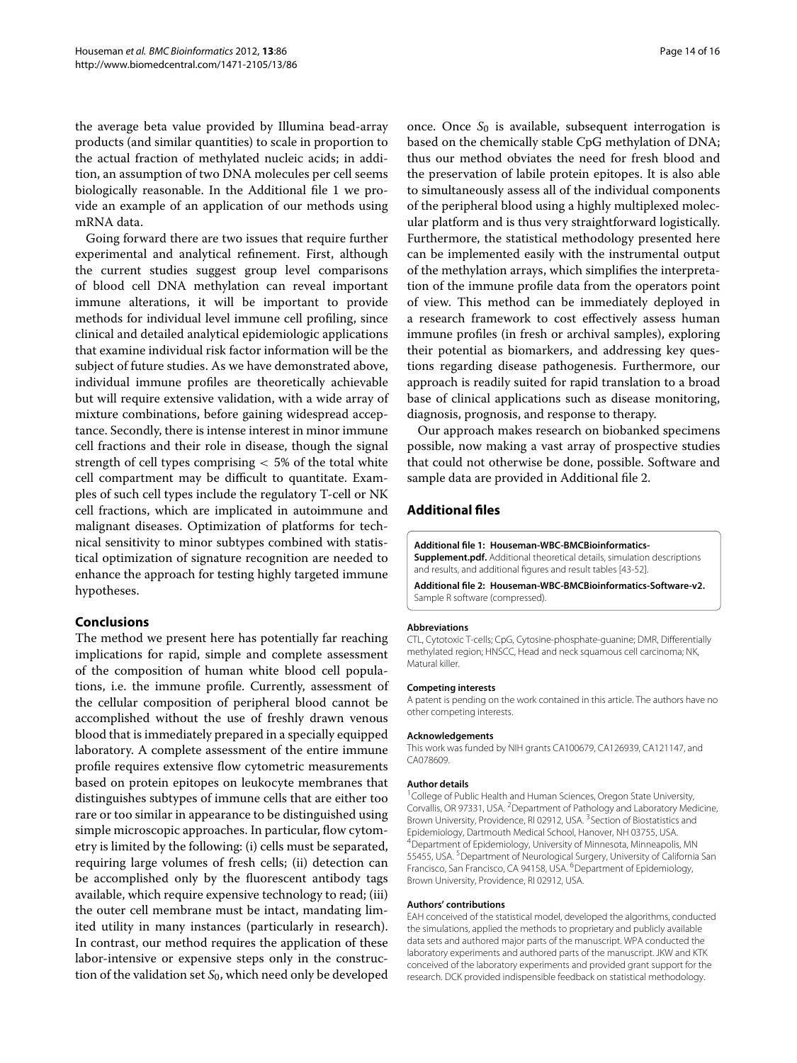the average beta value provided by Illumina bead-array products (and similar quantities) to scale in proportion to the actual fraction of methylated nucleic acids; in addition, an assumption of two DNA molecules per cell seems biologically reasonable. In the Additional file 1 we provide an example of an application of our methods using mRNA data.

Going forward there are two issues that require further experimental and analytical refinement. First, although the current studies suggest group level comparisons of blood cell DNA methylation can reveal important immune alterations, it will be important to provide methods for individual level immune cell profiling, since clinical and detailed analytical epidemiologic applications that examine individual risk factor information will be the subject of future studies. As we have demonstrated above, individual immune profiles are theoretically achievable but will require extensive validation, with a wide array of mixture combinations, before gaining widespread acceptance. Secondly, there is intense interest in minor immune cell fractions and their role in disease, though the signal strength of cell types comprising $< 5\%$ of the total white cell compartment may be difficult to quantitate. Examples of such cell types include the regulatory T-cell or NK cell fractions, which are implicated in autoimmune and malignant diseases. Optimization of platforms for technical sensitivity to minor subtypes combined with statistical optimization of signature recognition are needed to enhance the approach for testing highly targeted immune hypotheses.

## Conclusions

The method we present here has potentially far reaching implications for rapid, simple and complete assessment of the composition of human white blood cell populations, i.e. the immune profile. Currently, assessment of the cellular composition of peripheral blood cannot be accomplished without the use of freshly drawn venous blood that is immediately prepared in a specially equipped laboratory. A complete assessment of the entire immune profile requires extensive flow cytometric measurements based on protein epitopes on leukocyte membranes that distinguishes subtypes of immune cells that are either too rare or too similar in appearance to be distinguished using simple microscopic approaches. In particular, flow cytometry is limited by the following: (i) cells must be separated, requiring large volumes of fresh cells; (ii) detection can be accomplished only by the fluorescent antibody tags available, which require expensive technology to read; (iii) the outer cell membrane must be intact, mandating limited utility in many instances (particularly in research). In contrast, our method requires the application of these labor-intensive or expensive steps only in the construction of the validation set $S_0$, which need only be developed once. Once $S_0$ is available, subsequent interrogation is based on the chemically stable CpG methylation of DNA; thus our method obviates the need for fresh blood and the preservation of labile protein epitopes. It is also able to simultaneously assess all of the individual components of the peripheral blood using a highly multiplexed molecular platform and is thus very straightforward logistically. Furthermore, the statistical methodology presented here can be implemented easily with the instrumental output of the methylation arrays, which simplifies the interpretation of the immune profile data from the operators point of view. This method can be immediately deployed in a research framework to cost effectively assess human immune profiles (in fresh or archival samples), exploring their potential as biomarkers, and addressing key questions regarding disease pathogenesis. Furthermore, our approach is readily suited for rapid translation to a broad base of clinical applications such as disease monitoring, diagnosis, prognosis, and response to therapy.

Our approach makes research on biobanked specimens possible, now making a vast array of prospective studies that could not otherwise be done, possible. Software and sample data are provided in Additional file 2.

## Additional files

**Additional file 1: Houseman-WBC-BMCBioinformatics-Supplement.pdf.** Additional theoretical details, simulation descriptions and results, and additional figures and result tables [43-52].

**Additional file 2: Houseman-WBC-BMCBioinformatics-Software-v2.** Sample R software (compressed).

#### Abbreviations

CTL, Cytotoxic T-cells; CpG, Cytosine-phosphate-guanine; DMR, Differentially methylated region; HNSCC, Head and neck squamous cell carcinoma; NK, Matural killer.

#### Competing interests

A patent is pending on the work contained in this article. The authors have no other competing interests.

#### Acknowledgements

This work was funded by NIH grants CA100679, CA126939, CA121147, and CA078609.

#### Author details

[1]College of Public Health and Human Sciences, Oregon State University, Corvallis, OR 97331, USA. [2]Department of Pathology and Laboratory Medicine, Brown University, Providence, RI 02912, USA. [3]Section of Biostatistics and Epidemiology, Dartmouth Medical School, Hanover, NH 03755, USA. [4]Department of Epidemiology, University of Minnesota, Minneapolis, MN 55455, USA. [5]Department of Neurological Surgery, University of California San Francisco, San Francisco, CA 94158, USA. [6]Department of Epidemiology, Brown University, Providence, RI 02912, USA.

#### Authors' contributions

EAH conceived of the statistical model, developed the algorithms, conducted the simulations, applied the methods to proprietary and publicly available data sets and authored major parts of the manuscript. WPA conducted the laboratory experiments and authored parts of the manuscript. JKW and KTK conceived of the laboratory experiments and provided grant support for the research. DCK provided indispensible feedback on statistical methodology.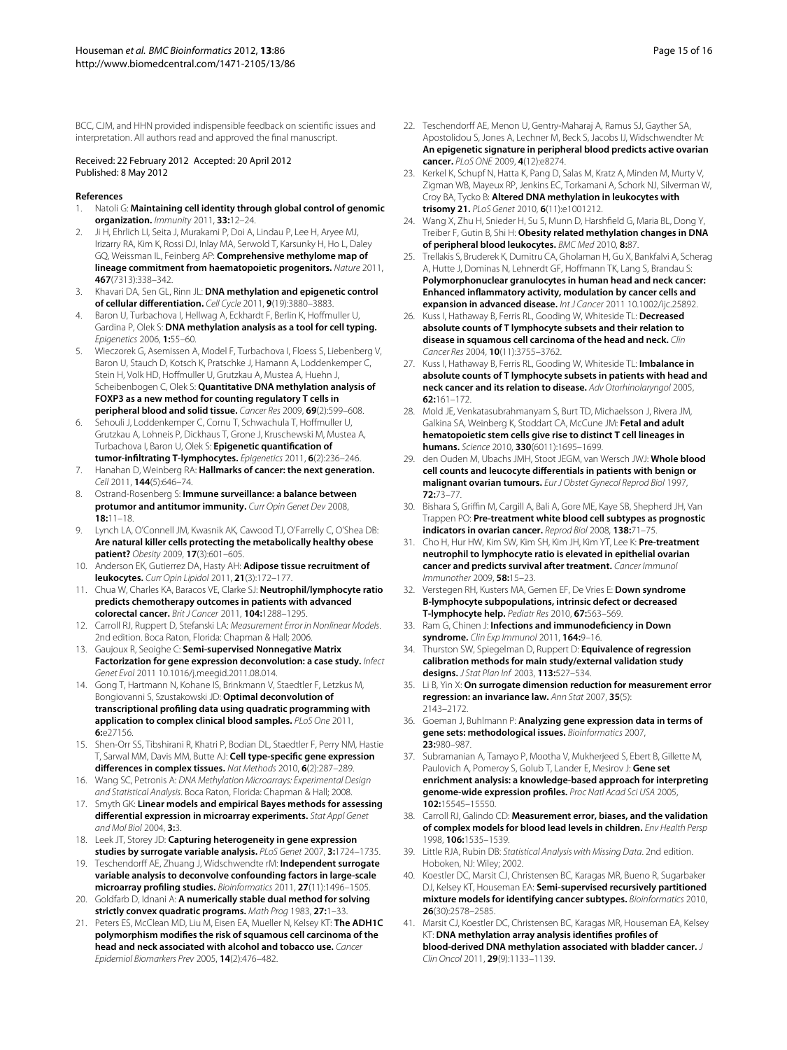BCC, CJM, and HHN provided indispensible feedback on scientific issues and interpretation. All authors read and approved the final manuscript.

Received: 22 February 2012 Accepted: 20 April 2012
Published: 8 May 2012

## References

1. Natoli G: **Maintaining cell identity through global control of genomic organization.** *Immunity* 2011, **33:**12–24.
2. Ji H, Ehrlich LI, Seita J, Murakami P, Doi A, Lindau P, Lee H, Aryee MJ, Irizarry RA, Kim K, Rossi DJ, Inlay MA, Serwold T, Karsunky H, Ho L, Daley GQ, Weissman IL, Feinberg AP: **Comprehensive methylome map of lineage commitment from haematopoietic progenitors.** *Nature* 2011, **467**(7313):338–342.
3. Khavari DA, Sen GL, Rinn JL: **DNA methylation and epigenetic control of cellular differentiation.** *Cell Cycle* 2011, **9**(19):3880–3883.
4. Baron U, Turbachova I, Hellwag A, Eckhardt F, Berlin K, Hoffmuller U, Gardina P, Olek S: **DNA methylation analysis as a tool for cell typing.** *Epigenetics* 2006, **1:**55–60.
5. Wieczorek G, Asemissen A, Model F, Turbachova I, Floess S, Liebenberg V, Baron U, Stauch D, Kotsch K, Pratschke J, Hamann A, Loddenkemper C, Stein H, Volk HD, Hoffmuller U, Grutzkau A, Mustea A, Huehn J, Scheibenbogen C, Olek S: **Quantitative DNA methylation analysis of FOXP3 as a new method for counting regulatory T cells in peripheral blood and solid tissue.** *Cancer Res* 2009, **69**(2):599–608.
6. Sehouli J, Loddenkemper C, Cornu T, Schwachula T, Hoffmuller U, Grutzkau A, Lohneis P, Dickhaus T, Grone J, Kruschewski M, Mustea A, Turbachova I, Baron U, Olek S: **Epigenetic quantification of tumor-infiltrating T-lymphocytes.** *Epigenetics* 2011, **6**(2):236–246.
7. Hanahan D, Weinberg RA: **Hallmarks of cancer: the next generation.** *Cell* 2011, **144**(5):646–74.
8. Ostrand-Rosenberg S: **Immune surveillance: a balance between protumor and antitumor immunity.** *Curr Opin Genet Dev* 2008, **18:**11–18.
9. Lynch LA, O'Connell JM, Kwasnik AK, Cawood TJ, O'Farrelly C, O'Shea DB: **Are natural killer cells protecting the metabolically healthy obese patient?** *Obesity* 2009, **17**(3):601–605.
10. Anderson EK, Gutierrez DA, Hasty AH: **Adipose tissue recruitment of leukocytes.** *Curr Opin Lipidol* 2011, **21**(3):172–177.
11. Chua W, Charles KA, Baracos VE, Clarke SJ: **Neutrophil/lymphocyte ratio predicts chemotherapy outcomes in patients with advanced colorectal cancer.** *Brit J Cancer* 2011, **104:**1288–1295.
12. Carroll RJ, Ruppert D, Stefanski LA: *Measurement Error in Nonlinear Models.* 2nd edition. Boca Raton, Florida: Chapman & Hall; 2006.
13. Gaujoux R, Seoighe C: **Semi-supervised Nonnegative Matrix Factorization for gene expression deconvolution: a case study.** *Infect Genet Evol* 2011 10.1016/j.meegid.2011.08.014.
14. Gong T, Hartmann N, Kohane IS, Brinkmann V, Staedtler F, Letzkus M, Bongiovanni S, Szustakowski JD: **Optimal deconvolution of transcriptional profiling data using quadratic programming with application to complex clinical blood samples.** *PLoS One* 2011, **6:**e27156.
15. Shen-Orr SS, Tibshirani R, Khatri P, Bodian DL, Staedtler F, Perry NM, Hastie T, Sarwal MM, Davis MM, Butte AJ: **Cell type-specific gene expression differences in complex tissues.** *Nat Methods* 2010, **6**(2):287–289.
16. Wang SC, Petronis A: *DNA Methylation Microarrays: Experimental Design and Statistical Analysis.* Boca Raton, Florida: Chapman & Hall; 2008.
17. Smyth GK: **Linear models and empirical Bayes methods for assessing differential expression in microarray experiments.** *Stat Appl Genet and Mol Biol* 2004, **3:**3.
18. Leek JT, Storey JD: **Capturing heterogeneity in gene expression studies by surrogate variable analysis.** *PLoS Genet* 2007, **3:**1724–1735.
19. Teschendorff AE, Zhuang J, Widschwendte rM: **Independent surrogate variable analysis to deconvolve confounding factors in large-scale microarray profiling studies.** *Bioinformatics* 2011, **27**(11):1496–1505.
20. Goldfarb D, Idnani A: **A numerically stable dual method for solving strictly convex quadratic programs.** *Math Prog* 1983, **27:**1–33.
21. Peters ES, McClean MD, Liu M, Eisen EA, Mueller N, Kelsey KT: **The ADH1C polymorphism modifies the risk of squamous cell carcinoma of the head and neck associated with alcohol and tobacco use.** *Cancer Epidemiol Biomarkers Prev* 2005, **14**(2):476–482.
22. Teschendorff AE, Menon U, Gentry-Maharaj A, Ramus SJ, Gayther SA, Apostolidou S, Jones A, Lechner M, Beck S, Jacobs IJ, Widschwendter M: **An epigenetic signature in peripheral blood predicts active ovarian cancer.** *PLoS ONE* 2009, **4**(12):e8274.
23. Kerkel K, Schupf N, Hatta K, Pang D, Salas M, Kratz A, Minden M, Murty V, Zigman WB, Mayeux RP, Jenkins EC, Torkamani A, Schork NJ, Silverman W, Croy BA, Tycko B: **Altered DNA methylation in leukocytes with trisomy 21.** *PLoS Genet* 2010, **6**(11):e1001212.
24. Wang X, Zhu H, Snieder H, Su S, Munn D, Harshfield G, Maria BL, Dong Y, Treiber F, Gutin B, Shi H: **Obesity related methylation changes in DNA of peripheral blood leukocytes.** *BMC Med* 2010, **8:**87.
25. Trellakis S, Bruderek K, Dumitru CA, Gholaman H, Gu X, Bankfalvi A, Scherag A, Hutte J, Dominas N, Lehnerdt GF, Hoffmann TK, Lang S, Brandau S: **Polymorphonuclear granulocytes in human head and neck cancer: Enhanced inflammatory activity, modulation by cancer cells and expansion in advanced disease.** *Int J Cancer* 2011 10.1002/ijc.25892.
26. Kuss I, Hathaway B, Ferris RL, Gooding W, Whiteside TL: **Decreased absolute counts of T lymphocyte subsets and their relation to disease in squamous cell carcinoma of the head and neck.** *Clin Cancer Res* 2004, **10**(11):3755–3762.
27. Kuss I, Hathaway B, Ferris RL, Gooding W, Whiteside TL: **Imbalance in absolute counts of T lymphocyte subsets in patients with head and neck cancer and its relation to disease.** *Adv Otorhinolaryngol* 2005, **62:**161–172.
28. Mold JE, Venkatasubrahmanyam S, Burt TD, Michaelsson J, Rivera JM, Galkina SA, Weinberg K, Stoddart CA, McCune JM: **Fetal and adult hematopoietic stem cells give rise to distinct T cell lineages in humans.** *Science* 2010, **330**(6011):1695–1699.
29. den Ouden M, Ubachs JMH, Stoot JEGM, van Wersch JWJ: **Whole blood cell counts and leucocyte differentials in patients with benign or malignant ovarian tumours.** *Eur J Obstet Gynecol Reprod Biol* 1997, **72:**73–77.
30. Bishara S, Griffin M, Cargill A, Bali A, Gore ME, Kaye SB, Shepherd JH, Van Trappen PO: **Pre-treatment white blood cell subtypes as prognostic indicators in ovarian cancer.** *Reprod Biol* 2008, **138:**71–75.
31. Cho H, Hur HW, Kim SW, Kim SH, Kim JH, Kim YT, Lee K: **Pre-treatment neutrophil to lymphocyte ratio is elevated in epithelial ovarian cancer and predicts survival after treatment.** *Cancer Immunol Immunother* 2009, **58:**15–23.
32. Verstegen RH, Kusters MA, Gemen EF, De Vries E: **Down syndrome B-lymphocyte subpopulations, intrinsic defect or decreased T-lymphocyte help.** *Pediatr Res* 2010, **67:**563–569.
33. Ram G, Chinen J: **Infections and immunodeficiency in Down syndrome.** *Clin Exp Immunol* 2011, **164:**9–16.
34. Thurston SW, Spiegelman D, Ruppert D: **Equivalence of regression calibration methods for main study/external validation study designs.** *J Stat Plan Inf* 2003, **113:**527–534.
35. Li B, Yin X: **On surrogate dimension reduction for measurement error regression: an invariance law.** *Ann Stat* 2007, **35**(5): 2143–2172.
36. Goeman J, Buhlmann P: **Analyzing gene expression data in terms of gene sets: methodological issues.** *Bioinformatics* 2007, **23:**980–987.
37. Subramanian A, Tamayo P, Mootha V, Mukherjeed S, Ebert B, Gillette M, Paulovich A, Pomeroy S, Golub T, Lander E, Mesirov J: **Gene set enrichment analysis: a knowledge-based approach for interpreting genome-wide expression profiles.** *Proc Natl Acad Sci USA* 2005, **102:**15545–15550.
38. Carroll RJ, Galindo CD: **Measurement error, biases, and the validation of complex models for blood lead levels in children.** *Env Health Persp* 1998, **106:**1535–1539.
39. Little RJA, Rubin DB: *Statistical Analysis with Missing Data.* 2nd edition. Hoboken, NJ: Wiley; 2002.
40. Koestler DC, Marsit CJ, Christensen BC, Karagas MR, Bueno R, Sugarbaker DJ, Kelsey KT, Houseman EA: **Semi-supervised recursively partitioned mixture models for identifying cancer subtypes.** *Bioinformatics* 2010, **26**(30):2578–2585.
41. Marsit CJ, Koestler DC, Christensen BC, Karagas MR, Houseman EA, Kelsey KT: **DNA methylation array analysis identifies profiles of blood-derived DNA methylation associated with bladder cancer.** *J Clin Oncol* 2011, **29**(9):1133–1139.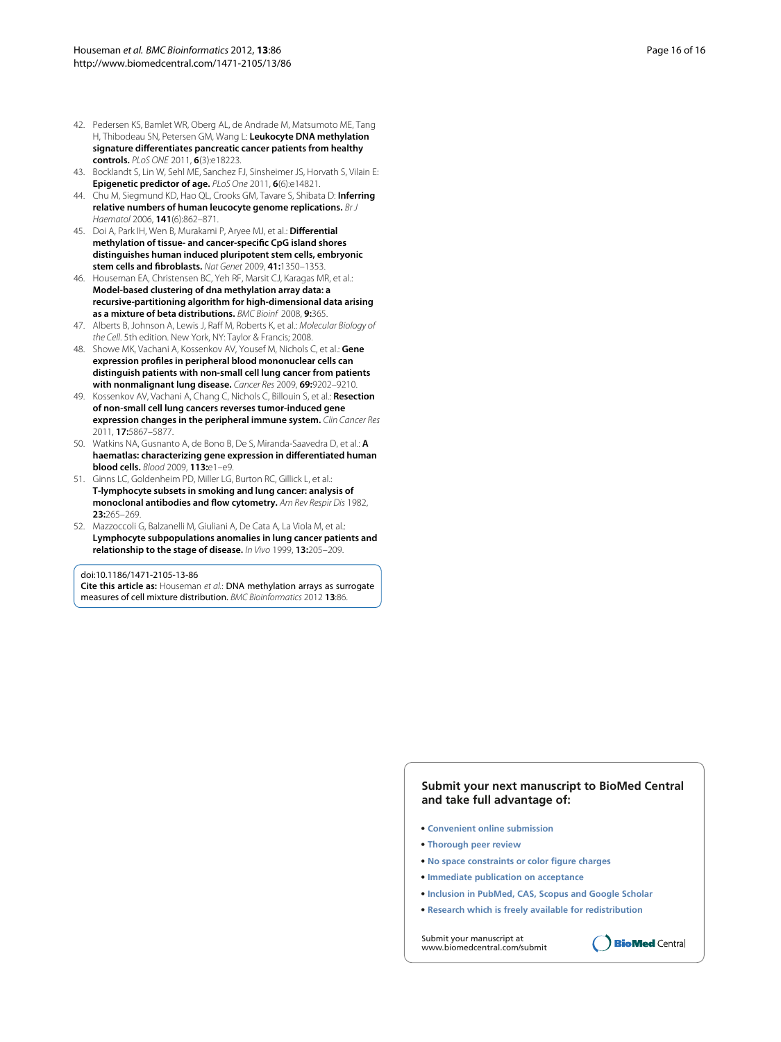42. Pedersen KS, Bamlet WR, Oberg AL, de Andrade M, Matsumoto ME, Tang H, Thibodeau SN, Petersen GM, Wang L: **Leukocyte DNA methylation signature differentiates pancreatic cancer patients from healthy controls.** *PLoS ONE* 2011, **6**(3):e18223.
43. Bocklandt S, Lin W, Sehl ME, Sanchez FJ, Sinsheimer JS, Horvath S, Vilain E: **Epigenetic predictor of age.** *PLoS One* 2011, **6**(6):e14821.
44. Chu M, Siegmund KD, Hao QL, Crooks GM, Tavare S, Shibata D: **Inferring relative numbers of human leucocyte genome replications.** *Br J Haematol* 2006, **141**(6):862–871.
45. Doi A, Park IH, Wen B, Murakami P, Aryee MJ, et al.: **Differential methylation of tissue- and cancer-specific CpG island shores distinguishes human induced pluripotent stem cells, embryonic stem cells and fibroblasts.** *Nat Genet* 2009, **41:**1350–1353.
46. Houseman EA, Christensen BC, Yeh RF, Marsit CJ, Karagas MR, et al.: **Model-based clustering of dna methylation array data: a recursive-partitioning algorithm for high-dimensional data arising as a mixture of beta distributions.** *BMC Bioinf* 2008, **9:**365.
47. Alberts B, Johnson A, Lewis J, Raff M, Roberts K, et al.: *Molecular Biology of the Cell*. 5th edition. New York, NY: Taylor & Francis; 2008.
48. Showe MK, Vachani A, Kossenkov AV, Yousef M, Nichols C, et al.: **Gene expression profiles in peripheral blood mononuclear cells can distinguish patients with non-small cell lung cancer from patients with nonmalignant lung disease.** *Cancer Res* 2009, **69:**9202–9210.
49. Kossenkov AV, Vachani A, Chang C, Nichols C, Billouin S, et al.: **Resection of non-small cell lung cancers reverses tumor-induced gene expression changes in the peripheral immune system.** *Clin Cancer Res* 2011, **17:**5867–5877.
50. Watkins NA, Gusnanto A, de Bono B, De S, Miranda-Saavedra D, et al.: **A haematlas: characterizing gene expression in differentiated human blood cells.** *Blood* 2009, **113:**e1–e9.
51. Ginns LC, Goldenheim PD, Miller LG, Burton RC, Gillick L, et al.: **T-lymphocyte subsets in smoking and lung cancer: analysis of monoclonal antibodies and flow cytometry.** *Am Rev Respir Dis* 1982, **23:**265–269.
52. Mazzoccoli G, Balzanelli M, Giuliani A, De Cata A, La Viola M, et al.: **Lymphocyte subpopulations anomalies in lung cancer patients and relationship to the stage of disease.** *In Vivo* 1999, **13:**205–209.

doi:10.1186/1471-2105-13-86

**Cite this article as:** Houseman *et al.*: DNA methylation arrays as surrogate measures of cell mixture distribution. *BMC Bioinformatics* 2012 **13**:86.

**Submit your next manuscript to BioMed Central and take full advantage of:**

- **Convenient online submission**
- **Thorough peer review**
- **No space constraints or color figure charges**
- **Immediate publication on acceptance**
- **Inclusion in PubMed, CAS, Scopus and Google Scholar**
- **Research which is freely available for redistribution**

Submit your manuscript at www.biomedcentral.com/submit

BioMed Central